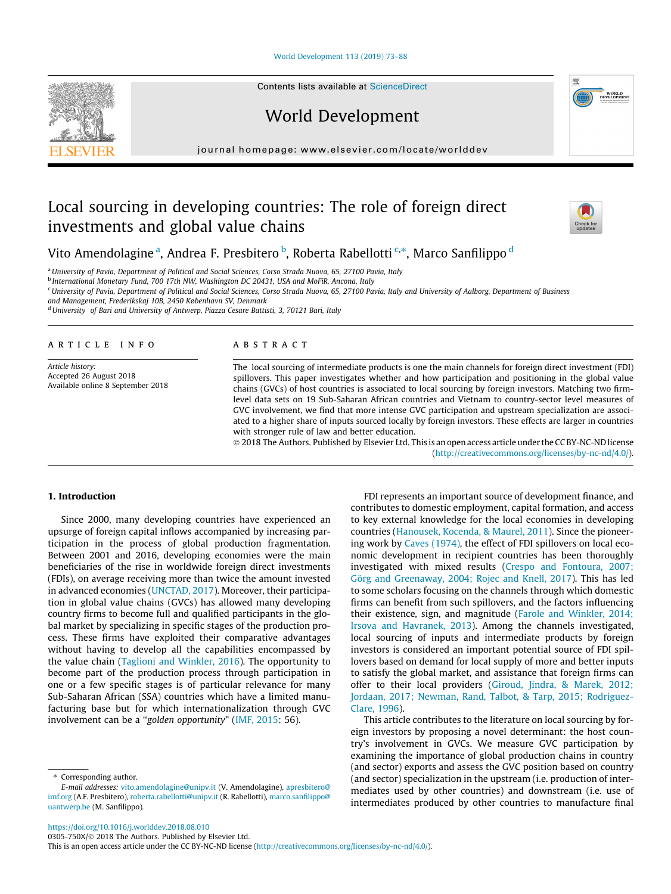# Local sourcing in developing countries: The role of foreign direct investments and global value chains

Vito Amendolagine [a], Andrea F. Presbitero [b], Roberta Rabellotti [c,*], Marco Sanfilippo [d]

[a] University of Pavia, Department of Political and Social Sciences, Corso Strada Nuova, 65, 27100 Pavia, Italy
[b] International Monetary Fund, 700 17th NW, Washington DC 20431, USA and MoFiR, Ancona, Italy
[c] University of Pavia, Department of Political and Social Sciences, Corso Strada Nuova, 65, 27100 Pavia, Italy and University of Aalborg, Department of Business and Management, Frederikskaj 10B, 2450 København SV, Denmark
[d] University of Bari and University of Antwerp, Piazza Cesare Battisti, 3, 70121 Bari, Italy

**ARTICLE INFO**

*Article history:*
Accepted 26 August 2018
Available online 8 September 2018

**ABSTRACT**

The local sourcing of intermediate products is one the main channels for foreign direct investment (FDI) spillovers. This paper investigates whether and how participation and positioning in the global value chains (GVCs) of host countries is associated to local sourcing by foreign investors. Matching two firm-level data sets on 19 Sub-Saharan African countries and Vietnam to country-sector level measures of GVC involvement, we find that more intense GVC participation and upstream specialization are associated to a higher share of inputs sourced locally by foreign investors. These effects are larger in countries with stronger rule of law and better education.

© 2018 The Authors. Published by Elsevier Ltd. This is an open access article under the CC BY-NC-ND license (http://creativecommons.org/licenses/by-nc-nd/4.0/).

## 1. Introduction

Since 2000, many developing countries have experienced an upsurge of foreign capital inflows accompanied by increasing participation in the process of global production fragmentation. Between 2001 and 2016, developing economies were the main beneficiaries of the rise in worldwide foreign direct investments (FDIs), on average receiving more than twice the amount invested in advanced economies (UNCTAD, 2017). Moreover, their participation in global value chains (GVCs) has allowed many developing country firms to become full and qualified participants in the global market by specializing in specific stages of the production process. These firms have exploited their comparative advantages without having to develop all the capabilities encompassed by the value chain (Taglioni and Winkler, 2016). The opportunity to become part of the production process through participation in one or a few specific stages is of particular relevance for many Sub-Saharan African (SSA) countries which have a limited manufacturing base but for which internationalization through GVC involvement can be a "*golden opportunity*" (IMF, 2015: 56).

FDI represents an important source of development finance, and contributes to domestic employment, capital formation, and access to key external knowledge for the local economies in developing countries (Hanousek, Kocenda, & Maurel, 2011). Since the pioneering work by Caves (1974), the effect of FDI spillovers on local economic development in recipient countries has been thoroughly investigated with mixed results (Crespo and Fontoura, 2007; Görg and Greenaway, 2004; Rojec and Knell, 2017). This has led to some scholars focusing on the channels through which domestic firms can benefit from such spillovers, and the factors influencing their existence, sign, and magnitude (Farole and Winkler, 2014; Irsova and Havranek, 2013). Among the channels investigated, local sourcing of inputs and intermediate products by foreign investors is considered an important potential source of FDI spillovers based on demand for local supply of more and better inputs to satisfy the global market, and assistance that foreign firms can offer to their local providers (Giroud, Jindra, & Marek, 2012; Jordaan, 2017; Newman, Rand, Talbot, & Tarp, 2015; Rodriguez-Clare, 1996).

This article contributes to the literature on local sourcing by foreign investors by proposing a novel determinant: the host country's involvement in GVCs. We measure GVC participation by examining the importance of global production chains in country (and sector) exports and assess the GVC position based on country (and sector) specialization in the upstream (i.e. production of intermediates used by other countries) and downstream (i.e. use of intermediates produced by other countries to manufacture final

\* Corresponding author.
*E-mail addresses:* vito.amendolagine@unipv.it (V. Amendolagine), apresbitero@imf.org (A.F. Presbitero), roberta.rabellotti@unipv.it (R. Rabellotti), marco.sanfilippo@uantwerp.be (M. Sanfilippo).

https://doi.org/10.1016/j.worlddev.2018.08.010
0305-750X/© 2018 The Authors. Published by Elsevier Ltd.
This is an open access article under the CC BY-NC-ND license (http://creativecommons.org/licenses/by-nc-nd/4.0/).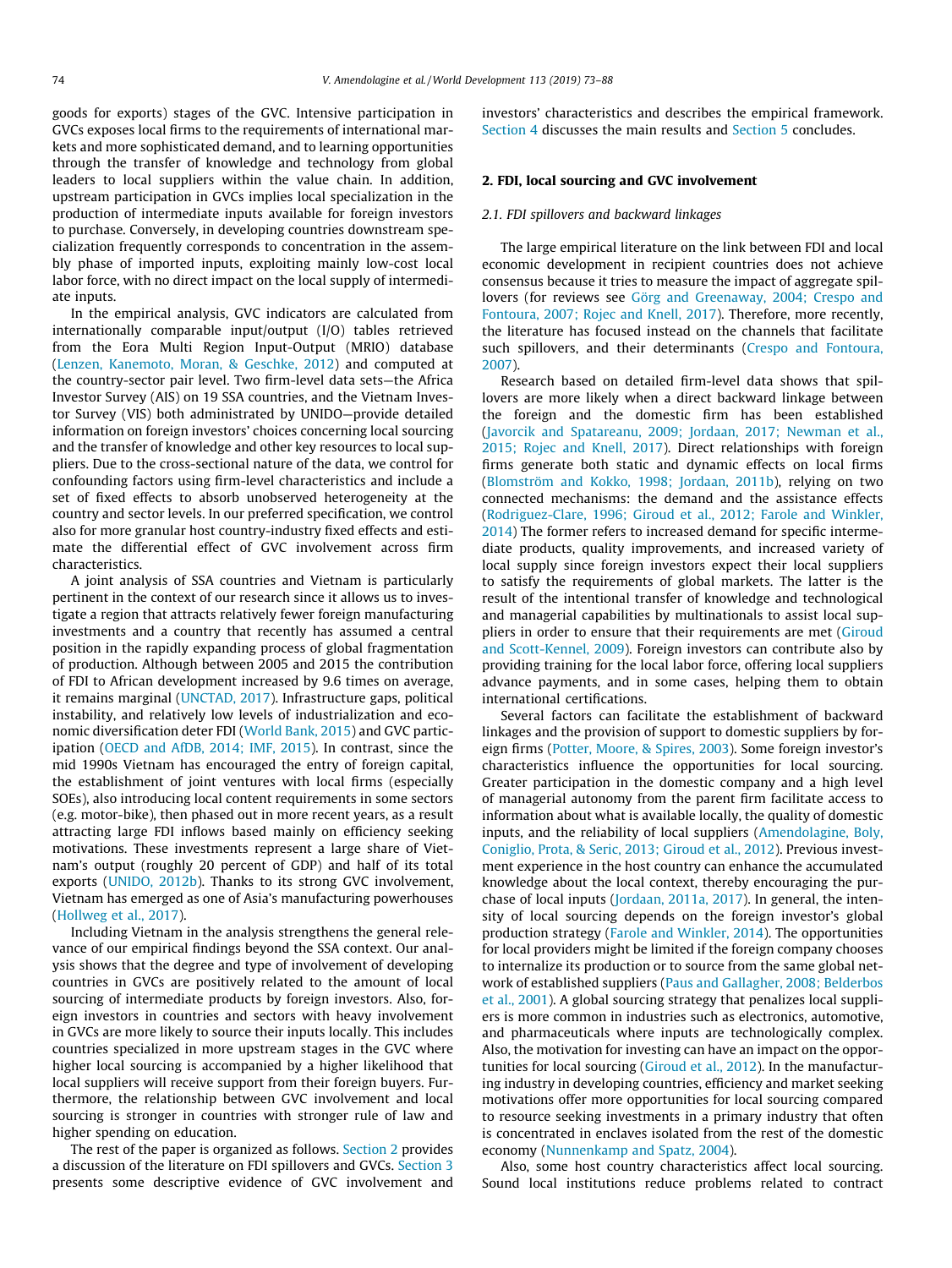goods for exports) stages of the GVC. Intensive participation in GVCs exposes local firms to the requirements of international markets and more sophisticated demand, and to learning opportunities through the transfer of knowledge and technology from global leaders to local suppliers within the value chain. In addition, upstream participation in GVCs implies local specialization in the production of intermediate inputs available for foreign investors to purchase. Conversely, in developing countries downstream specialization frequently corresponds to concentration in the assembly phase of imported inputs, exploiting mainly low-cost local labor force, with no direct impact on the local supply of intermediate inputs.

In the empirical analysis, GVC indicators are calculated from internationally comparable input/output (I/O) tables retrieved from the Eora Multi Region Input-Output (MRIO) database (Lenzen, Kanemoto, Moran, & Geschke, 2012) and computed at the country-sector pair level. Two firm-level data sets—the Africa Investor Survey (AIS) on 19 SSA countries, and the Vietnam Investor Survey (VIS) both administrated by UNIDO—provide detailed information on foreign investors' choices concerning local sourcing and the transfer of knowledge and other key resources to local suppliers. Due to the cross-sectional nature of the data, we control for confounding factors using firm-level characteristics and include a set of fixed effects to absorb unobserved heterogeneity at the country and sector levels. In our preferred specification, we control also for more granular host country-industry fixed effects and estimate the differential effect of GVC involvement across firm characteristics.

A joint analysis of SSA countries and Vietnam is particularly pertinent in the context of our research since it allows us to investigate a region that attracts relatively fewer foreign manufacturing investments and a country that recently has assumed a central position in the rapidly expanding process of global fragmentation of production. Although between 2005 and 2015 the contribution of FDI to African development increased by 9.6 times on average, it remains marginal (UNCTAD, 2017). Infrastructure gaps, political instability, and relatively low levels of industrialization and economic diversification deter FDI (World Bank, 2015) and GVC participation (OECD and AfDB, 2014; IMF, 2015). In contrast, since the mid 1990s Vietnam has encouraged the entry of foreign capital, the establishment of joint ventures with local firms (especially SOEs), also introducing local content requirements in some sectors (e.g. motor-bike), then phased out in more recent years, as a result attracting large FDI inflows based mainly on efficiency seeking motivations. These investments represent a large share of Vietnam's output (roughly 20 percent of GDP) and half of its total exports (UNIDO, 2012b). Thanks to its strong GVC involvement, Vietnam has emerged as one of Asia's manufacturing powerhouses (Hollweg et al., 2017).

Including Vietnam in the analysis strengthens the general relevance of our empirical findings beyond the SSA context. Our analysis shows that the degree and type of involvement of developing countries in GVCs are positively related to the amount of local sourcing of intermediate products by foreign investors. Also, foreign investors in countries and sectors with heavy involvement in GVCs are more likely to source their inputs locally. This includes countries specialized in more upstream stages in the GVC where higher local sourcing is accompanied by a higher likelihood that local suppliers will receive support from their foreign buyers. Furthermore, the relationship between GVC involvement and local sourcing is stronger in countries with stronger rule of law and higher spending on education.

The rest of the paper is organized as follows. Section 2 provides a discussion of the literature on FDI spillovers and GVCs. Section 3 presents some descriptive evidence of GVC involvement and investors' characteristics and describes the empirical framework. Section 4 discusses the main results and Section 5 concludes.

## 2. FDI, local sourcing and GVC involvement

### 2.1. FDI spillovers and backward linkages

The large empirical literature on the link between FDI and local economic development in recipient countries does not achieve consensus because it tries to measure the impact of aggregate spillovers (for reviews see Görg and Greenaway, 2004; Crespo and Fontoura, 2007; Rojec and Knell, 2017). Therefore, more recently, the literature has focused instead on the channels that facilitate such spillovers, and their determinants (Crespo and Fontoura, 2007).

Research based on detailed firm-level data shows that spillovers are more likely when a direct backward linkage between the foreign and the domestic firm has been established (Javorcik and Spatareanu, 2009; Jordaan, 2017; Newman et al., 2015; Rojec and Knell, 2017). Direct relationships with foreign firms generate both static and dynamic effects on local firms (Blomström and Kokko, 1998; Jordaan, 2011b), relying on two connected mechanisms: the demand and the assistance effects (Rodriguez-Clare, 1996; Giroud et al., 2012; Farole and Winkler, 2014) The former refers to increased demand for specific intermediate products, quality improvements, and increased variety of local supply since foreign investors expect their local suppliers to satisfy the requirements of global markets. The latter is the result of the intentional transfer of knowledge and technological and managerial capabilities by multinationals to assist local suppliers in order to ensure that their requirements are met (Giroud and Scott-Kennel, 2009). Foreign investors can contribute also by providing training for the local labor force, offering local suppliers advance payments, and in some cases, helping them to obtain international certifications.

Several factors can facilitate the establishment of backward linkages and the provision of support to domestic suppliers by foreign firms (Potter, Moore, & Spires, 2003). Some foreign investor's characteristics influence the opportunities for local sourcing. Greater participation in the domestic company and a high level of managerial autonomy from the parent firm facilitate access to information about what is available locally, the quality of domestic inputs, and the reliability of local suppliers (Amendolagine, Boly, Coniglio, Prota, & Seric, 2013; Giroud et al., 2012). Previous investment experience in the host country can enhance the accumulated knowledge about the local context, thereby encouraging the purchase of local inputs (Jordaan, 2011a, 2017). In general, the intensity of local sourcing depends on the foreign investor's global production strategy (Farole and Winkler, 2014). The opportunities for local providers might be limited if the foreign company chooses to internalize its production or to source from the same global network of established suppliers (Paus and Gallagher, 2008; Belderbos et al., 2001). A global sourcing strategy that penalizes local suppliers is more common in industries such as electronics, automotive, and pharmaceuticals where inputs are technologically complex. Also, the motivation for investing can have an impact on the opportunities for local sourcing (Giroud et al., 2012). In the manufacturing industry in developing countries, efficiency and market seeking motivations offer more opportunities for local sourcing compared to resource seeking investments in a primary industry that often is concentrated in enclaves isolated from the rest of the domestic economy (Nunnenkamp and Spatz, 2004).

Also, some host country characteristics affect local sourcing. Sound local institutions reduce problems related to contract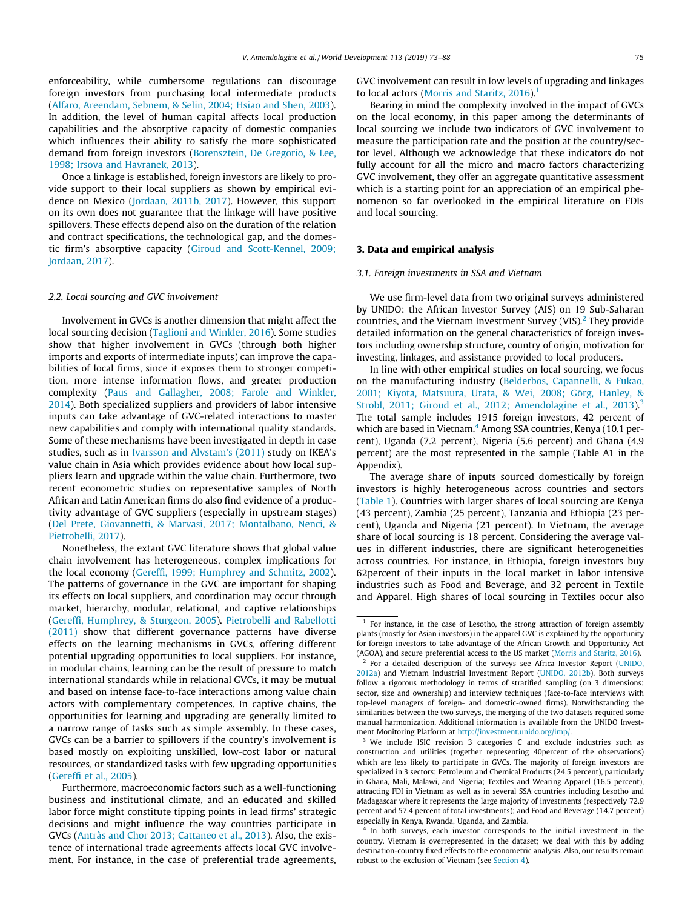enforceability, while cumbersome regulations can discourage foreign investors from purchasing local intermediate products (Alfaro, Areendam, Sebnem, & Selin, 2004; Hsiao and Shen, 2003). In addition, the level of human capital affects local production capabilities and the absorptive capacity of domestic companies which influences their ability to satisfy the more sophisticated demand from foreign investors (Borensztein, De Gregorio, & Lee, 1998; Irsova and Havranek, 2013).

Once a linkage is established, foreign investors are likely to provide support to their local suppliers as shown by empirical evidence on Mexico (Jordaan, 2011b, 2017). However, this support on its own does not guarantee that the linkage will have positive spillovers. These effects depend also on the duration of the relation and contract specifications, the technological gap, and the domestic firm's absorptive capacity (Giroud and Scott-Kennel, 2009; Jordaan, 2017).

### 2.2. Local sourcing and GVC involvement

Involvement in GVCs is another dimension that might affect the local sourcing decision (Taglioni and Winkler, 2016). Some studies show that higher involvement in GVCs (through both higher imports and exports of intermediate inputs) can improve the capabilities of local firms, since it exposes them to stronger competition, more intense information flows, and greater production complexity (Paus and Gallagher, 2008; Farole and Winkler, 2014). Both specialized suppliers and providers of labor intensive inputs can take advantage of GVC-related interactions to master new capabilities and comply with international quality standards. Some of these mechanisms have been investigated in depth in case studies, such as in Ivarsson and Alvstam's (2011) study on IKEA's value chain in Asia which provides evidence about how local suppliers learn and upgrade within the value chain. Furthermore, two recent econometric studies on representative samples of North African and Latin American firms do also find evidence of a productivity advantage of GVC suppliers (especially in upstream stages) (Del Prete, Giovannetti, & Marvasi, 2017; Montalbano, Nenci, & Pietrobelli, 2017).

Nonetheless, the extant GVC literature shows that global value chain involvement has heterogeneous, complex implications for the local economy (Gereffi, 1999; Humphrey and Schmitz, 2002). The patterns of governance in the GVC are important for shaping its effects on local suppliers, and coordination may occur through market, hierarchy, modular, relational, and captive relationships (Gereffi, Humphrey, & Sturgeon, 2005). Pietrobelli and Rabellotti (2011) show that different governance patterns have diverse effects on the learning mechanisms in GVCs, offering different potential upgrading opportunities to local suppliers. For instance, in modular chains, learning can be the result of pressure to match international standards while in relational GVCs, it may be mutual and based on intense face-to-face interactions among value chain actors with complementary competences. In captive chains, the opportunities for learning and upgrading are generally limited to a narrow range of tasks such as simple assembly. In these cases, GVCs can be a barrier to spillovers if the country's involvement is based mostly on exploiting unskilled, low-cost labor or natural resources, or standardized tasks with few upgrading opportunities (Gereffi et al., 2005).

Furthermore, macroeconomic factors such as a well-functioning business and institutional climate, and an educated and skilled labor force might constitute tipping points in lead firms' strategic decisions and might influence the way countries participate in GVCs (Antràs and Chor 2013; Cattaneo et al., 2013). Also, the existence of international trade agreements affects local GVC involvement. For instance, in the case of preferential trade agreements, GVC involvement can result in low levels of upgrading and linkages to local actors (Morris and Staritz, 2016).[1]

Bearing in mind the complexity involved in the impact of GVCs on the local economy, in this paper among the determinants of local sourcing we include two indicators of GVC involvement to measure the participation rate and the position at the country/sector level. Although we acknowledge that these indicators do not fully account for all the micro and macro factors characterizing GVC involvement, they offer an aggregate quantitative assessment which is a starting point for an appreciation of an empirical phenomenon so far overlooked in the empirical literature on FDIs and local sourcing.

## 3. Data and empirical analysis

### 3.1. Foreign investments in SSA and Vietnam

We use firm-level data from two original surveys administered by UNIDO: the African Investor Survey (AIS) on 19 Sub-Saharan countries, and the Vietnam Investment Survey (VIS).[2] They provide detailed information on the general characteristics of foreign investors including ownership structure, country of origin, motivation for investing, linkages, and assistance provided to local producers.

In line with other empirical studies on local sourcing, we focus on the manufacturing industry (Belderbos, Capannelli, & Fukao, 2001; Kiyota, Matsuura, Urata, & Wei, 2008; Görg, Hanley, & Strobl, 2011; Giroud et al., 2012; Amendolagine et al., 2013).[3] The total sample includes 1915 foreign investors, 42 percent of which are based in Vietnam.[4] Among SSA countries, Kenya (10.1 percent), Uganda (7.2 percent), Nigeria (5.6 percent) and Ghana (4.9 percent) are the most represented in the sample (Table A1 in the Appendix).

The average share of inputs sourced domestically by foreign investors is highly heterogeneous across countries and sectors (Table 1). Countries with larger shares of local sourcing are Kenya (43 percent), Zambia (25 percent), Tanzania and Ethiopia (23 percent), Uganda and Nigeria (21 percent). In Vietnam, the average share of local sourcing is 18 percent. Considering the average values in different industries, there are significant heterogeneities across countries. For instance, in Ethiopia, foreign investors buy 62percent of their inputs in the local market in labor intensive industries such as Food and Beverage, and 32 percent in Textile and Apparel. High shares of local sourcing in Textiles occur also

---

[1] For instance, in the case of Lesotho, the strong attraction of foreign assembly plants (mostly for Asian investors) in the apparel GVC is explained by the opportunity for foreign investors to take advantage of the African Growth and Opportunity Act (AGOA), and secure preferential access to the US market (Morris and Staritz, 2016).

[2] For a detailed description of the surveys see Africa Investor Report (UNIDO, 2012a) and Vietnam Industrial Investment Report (UNIDO, 2012b). Both surveys follow a rigorous methodology in terms of stratified sampling (on 3 dimensions: sector, size and ownership) and interview techniques (face-to-face interviews with top-level managers of foreign- and domestic-owned firms). Notwithstanding the similarities between the two surveys, the merging of the two datasets required some manual harmonization. Additional information is available from the UNIDO Investment Monitoring Platform at http://investment.unido.org/imp/.

[3] We include ISIC revision 3 categories C and exclude industries such as construction and utilities (together representing 40percent of the observations) which are less likely to participate in GVCs. The majority of foreign investors are specialized in 3 sectors: Petroleum and Chemical Products (24.5 percent), particularly in Ghana, Mali, Malawi, and Nigeria; Textiles and Wearing Apparel (16.5 percent), attracting FDI in Vietnam as well as in several SSA countries including Lesotho and Madagascar where it represents the large majority of investments (respectively 72.9 percent and 57.4 percent of total investments); and Food and Beverage (14.7 percent) especially in Kenya, Rwanda, Uganda, and Zambia.

[4] In both surveys, each investor corresponds to the initial investment in the country. Vietnam is overrepresented in the dataset; we deal with this by adding destination-country fixed effects to the econometric analysis. Also, our results remain robust to the exclusion of Vietnam (see Section 4).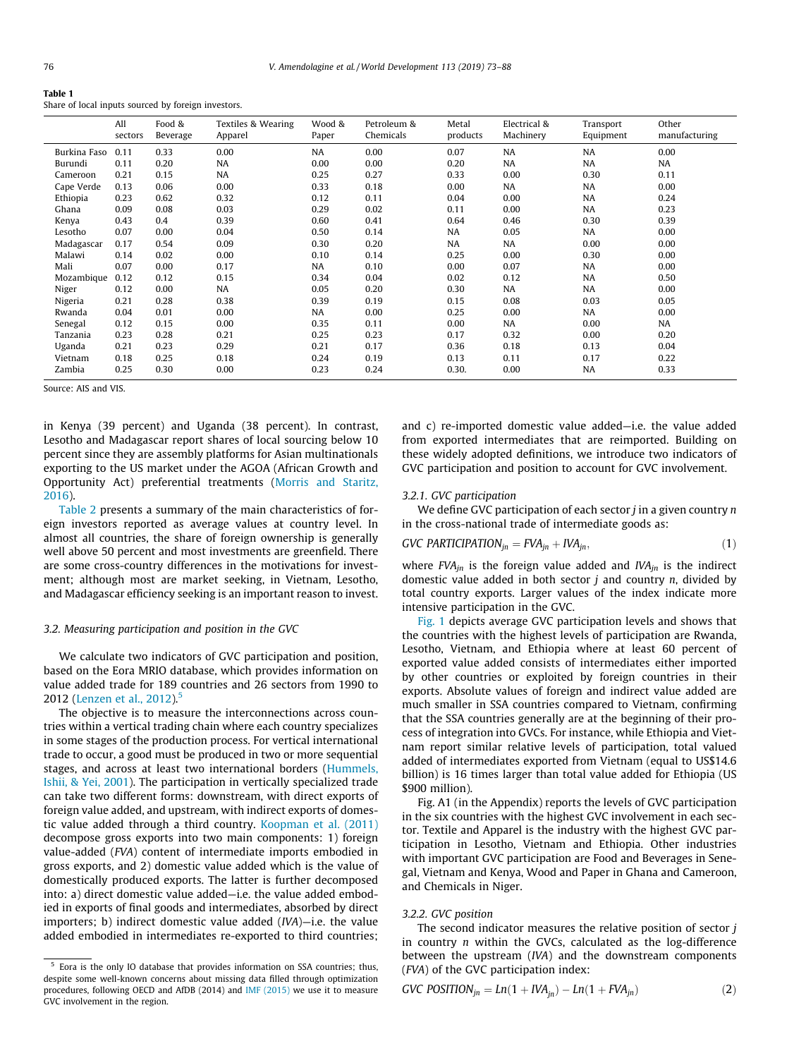**Table 1**
Share of local inputs sourced by foreign investors.

| | All sectors | Food & Beverage | Textiles & Wearing Apparel | Wood & Paper | Petroleum & Chemicals | Metal products | Electrical & Machinery | Transport Equipment | Other manufacturing |
|---|---|---|---|---|---|---|---|---|---|
| Burkina Faso | 0.11 | 0.33 | 0.00 | NA | 0.00 | 0.07 | NA | NA | 0.00 |
| Burundi | 0.11 | 0.20 | NA | 0.00 | 0.00 | 0.20 | NA | NA | NA |
| Cameroon | 0.21 | 0.15 | NA | 0.25 | 0.27 | 0.33 | 0.00 | 0.30 | 0.11 |
| Cape Verde | 0.13 | 0.06 | 0.00 | 0.33 | 0.18 | 0.00 | NA | NA | 0.00 |
| Ethiopia | 0.23 | 0.62 | 0.32 | 0.12 | 0.11 | 0.04 | 0.00 | NA | 0.24 |
| Ghana | 0.09 | 0.08 | 0.03 | 0.29 | 0.02 | 0.11 | 0.00 | NA | 0.23 |
| Kenya | 0.43 | 0.4 | 0.39 | 0.60 | 0.41 | 0.64 | 0.46 | 0.30 | 0.39 |
| Lesotho | 0.07 | 0.00 | 0.04 | 0.50 | 0.14 | NA | 0.05 | NA | 0.00 |
| Madagascar | 0.17 | 0.54 | 0.09 | 0.30 | 0.20 | NA | NA | 0.00 | 0.00 |
| Malawi | 0.14 | 0.02 | 0.00 | 0.10 | 0.14 | 0.25 | 0.00 | 0.30 | 0.00 |
| Mali | 0.07 | 0.00 | 0.17 | NA | 0.10 | 0.00 | 0.07 | NA | 0.00 |
| Mozambique | 0.12 | 0.12 | 0.15 | 0.34 | 0.04 | 0.02 | 0.12 | NA | 0.50 |
| Niger | 0.12 | 0.00 | NA | 0.05 | 0.20 | 0.30 | NA | NA | 0.00 |
| Nigeria | 0.21 | 0.28 | 0.38 | 0.39 | 0.19 | 0.15 | 0.08 | 0.03 | 0.05 |
| Rwanda | 0.04 | 0.01 | 0.00 | NA | 0.00 | 0.25 | 0.00 | NA | 0.00 |
| Senegal | 0.12 | 0.15 | 0.00 | 0.35 | 0.11 | 0.00 | NA | 0.00 | NA |
| Tanzania | 0.23 | 0.28 | 0.21 | 0.25 | 0.23 | 0.17 | 0.32 | 0.00 | 0.20 |
| Uganda | 0.21 | 0.23 | 0.29 | 0.21 | 0.17 | 0.36 | 0.18 | 0.13 | 0.04 |
| Vietnam | 0.18 | 0.25 | 0.18 | 0.24 | 0.19 | 0.13 | 0.11 | 0.17 | 0.22 |
| Zambia | 0.25 | 0.30 | 0.00 | 0.23 | 0.24 | 0.30. | 0.00 | NA | 0.33 |

Source: AIS and VIS.

in Kenya (39 percent) and Uganda (38 percent). In contrast, Lesotho and Madagascar report shares of local sourcing below 10 percent since they are assembly platforms for Asian multinationals exporting to the US market under the AGOA (African Growth and Opportunity Act) preferential treatments (Morris and Staritz, 2016).

Table 2 presents a summary of the main characteristics of foreign investors reported as average values at country level. In almost all countries, the share of foreign ownership is generally well above 50 percent and most investments are greenfield. There are some cross-country differences in the motivations for investment; although most are market seeking, in Vietnam, Lesotho, and Madagascar efficiency seeking is an important reason to invest.

### 3.2. Measuring participation and position in the GVC

We calculate two indicators of GVC participation and position, based on the Eora MRIO database, which provides information on value added trade for 189 countries and 26 sectors from 1990 to 2012 (Lenzen et al., 2012).[5]

The objective is to measure the interconnections across countries within a vertical trading chain where each country specializes in some stages of the production process. For vertical international trade to occur, a good must be produced in two or more sequential stages, and across at least two international borders (Hummels, Ishii, & Yei, 2001). The participation in vertically specialized trade can take two different forms: downstream, with direct exports of foreign value added, and upstream, with indirect exports of domestic value added through a third country. Koopman et al. (2011) decompose gross exports into two main components: 1) foreign value-added (*FVA*) content of intermediate imports embodied in gross exports, and 2) domestic value added which is the value of domestically produced exports. The latter is further decomposed into: a) direct domestic value added—i.e. the value added embodied in exports of final goods and intermediates, absorbed by direct importers; b) indirect domestic value added (*IVA*)—i.e. the value added embodied in intermediates re-exported to third countries; and c) re-imported domestic value added—i.e. the value added from exported intermediates that are reimported. Building on these widely adopted definitions, we introduce two indicators of GVC participation and position to account for GVC involvement.

#### 3.2.1. GVC participation

We define GVC participation of each sector $j$ in a given country $n$ in the cross-national trade of intermediate goods as:

$$GVC\ PARTICIPATION_{jn} = FVA_{jn} + IVA_{jn}, \tag{1}$$

where $FVA_{jn}$ is the foreign value added and $IVA_{jn}$ is the indirect domestic value added in both sector $j$ and country $n$, divided by total country exports. Larger values of the index indicate more intensive participation in the GVC.

Fig. 1 depicts average GVC participation levels and shows that the countries with the highest levels of participation are Rwanda, Lesotho, Vietnam, and Ethiopia where at least 60 percent of exported value added consists of intermediates either imported by other countries or exploited by foreign countries in their exports. Absolute values of foreign and indirect value added are much smaller in SSA countries compared to Vietnam, confirming that the SSA countries generally are at the beginning of their process of integration into GVCs. For instance, while Ethiopia and Vietnam report similar relative levels of participation, total valued added of intermediates exported from Vietnam (equal to US$14.6 billion) is 16 times larger than total value added for Ethiopia (US $900 million).

Fig. A1 (in the Appendix) reports the levels of GVC participation in the six countries with the highest GVC involvement in each sector. Textile and Apparel is the industry with the highest GVC participation in Lesotho, Vietnam and Ethiopia. Other industries with important GVC participation are Food and Beverages in Senegal, Vietnam and Kenya, Wood and Paper in Ghana and Cameroon, and Chemicals in Niger.

#### 3.2.2. GVC position

The second indicator measures the relative position of sector $j$ in country $n$ within the GVCs, calculated as the log-difference between the upstream (*IVA*) and the downstream components (*FVA*) of the GVC participation index:

$$GVC\ POSITION_{jn} = Ln(1 + IVA_{jn}) - Ln(1 + FVA_{jn}) \tag{2}$$

[5] Eora is the only IO database that provides information on SSA countries; thus, despite some well-known concerns about missing data filled through optimization procedures, following OECD and AfDB (2014) and IMF (2015) we use it to measure GVC involvement in the region.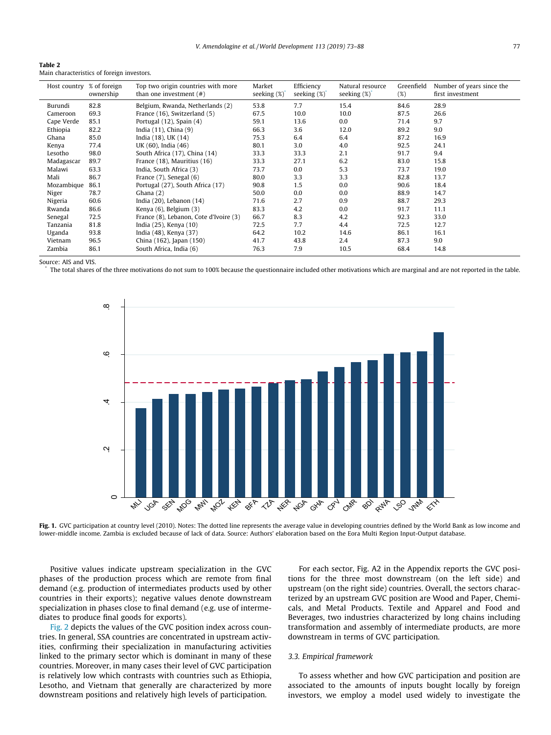**Table 2**
Main characteristics of foreign investors.

| Host country | % of foreign ownership | Top two origin countries with more than one investment (#) | Market seeking (%)* | Efficiency seeking (%)* | Natural resource seeking (%)* | Greenfield (%) | Number of years since the first investment |
|---|---|---|---|---|---|---|---|
| Burundi | 82.8 | Belgium, Rwanda, Netherlands (2) | 53.8 | 7.7 | 15.4 | 84.6 | 28.9 |
| Cameroon | 69.3 | France (16), Switzerland (5) | 67.5 | 10.0 | 10.0 | 87.5 | 26.6 |
| Cape Verde | 85.1 | Portugal (12), Spain (4) | 59.1 | 13.6 | 0.0 | 71.4 | 9.7 |
| Ethiopia | 82.2 | India (11), China (9) | 66.3 | 3.6 | 12.0 | 89.2 | 9.0 |
| Ghana | 85.0 | India (18), UK (14) | 75.3 | 6.4 | 6.4 | 87.2 | 16.9 |
| Kenya | 77.4 | UK (60), India (46) | 80.1 | 3.0 | 4.0 | 92.5 | 24.1 |
| Lesotho | 98.0 | South Africa (17), China (14) | 33.3 | 33.3 | 2.1 | 91.7 | 9.4 |
| Madagascar | 89.7 | France (18), Mauritius (16) | 33.3 | 27.1 | 6.2 | 83.0 | 15.8 |
| Malawi | 63.3 | India, South Africa (3) | 73.7 | 0.0 | 5.3 | 73.7 | 19.0 |
| Mali | 86.7 | France (7), Senegal (6) | 80.0 | 3.3 | 3.3 | 82.8 | 13.7 |
| Mozambique | 86.1 | Portugal (27), South Africa (17) | 90.8 | 1.5 | 0.0 | 90.6 | 18.4 |
| Niger | 78.7 | Ghana (2) | 50.0 | 0.0 | 0.0 | 88.9 | 14.7 |
| Nigeria | 60.6 | India (20), Lebanon (14) | 71.6 | 2.7 | 0.9 | 88.7 | 29.3 |
| Rwanda | 86.6 | Kenya (6), Belgium (3) | 83.3 | 4.2 | 0.0 | 91.7 | 11.1 |
| Senegal | 72.5 | France (8), Lebanon, Cote d'Ivoire (3) | 66.7 | 8.3 | 4.2 | 92.3 | 33.0 |
| Tanzania | 81.8 | India (25), Kenya (10) | 72.5 | 7.7 | 4.4 | 72.5 | 12.7 |
| Uganda | 93.8 | India (48), Kenya (37) | 64.2 | 10.2 | 14.6 | 86.1 | 16.1 |
| Vietnam | 96.5 | China (162), Japan (150) | 41.7 | 43.8 | 2.4 | 87.3 | 9.0 |
| Zambia | 86.1 | South Africa, India (6) | 76.3 | 7.9 | 10.5 | 68.4 | 14.8 |

Source: AIS and VIS.
* The total shares of the three motivations do not sum to 100% because the questionnaire included other motivations which are marginal and are not reported in the table.

**Fig. 1.** GVC participation at country level (2010). Notes: The dotted line represents the average value in developing countries defined by the World Bank as low income and lower-middle income. Zambia is excluded because of lack of data. Source: Authors' elaboration based on the Eora Multi Region Input-Output database.

Positive values indicate upstream specialization in the GVC phases of the production process which are remote from final demand (e.g. production of intermediates products used by other countries in their exports); negative values denote downstream specialization in phases close to final demand (e.g. use of intermediates to produce final goods for exports).

Fig. 2 depicts the values of the GVC position index across countries. In general, SSA countries are concentrated in upstream activities, confirming their specialization in manufacturing activities linked to the primary sector which is dominant in many of these countries. Moreover, in many cases their level of GVC participation is relatively low which contrasts with countries such as Ethiopia, Lesotho, and Vietnam that generally are characterized by more downstream positions and relatively high levels of participation.

For each sector, Fig. A2 in the Appendix reports the GVC positions for the three most downstream (on the left side) and upstream (on the right side) countries. Overall, the sectors characterized by an upstream GVC position are Wood and Paper, Chemicals, and Metal Products. Textile and Apparel and Food and Beverages, two industries characterized by long chains including transformation and assembly of intermediate products, are more downstream in terms of GVC participation.

### 3.3. Empirical framework

To assess whether and how GVC participation and position are associated to the amounts of inputs bought locally by foreign investors, we employ a model used widely to investigate the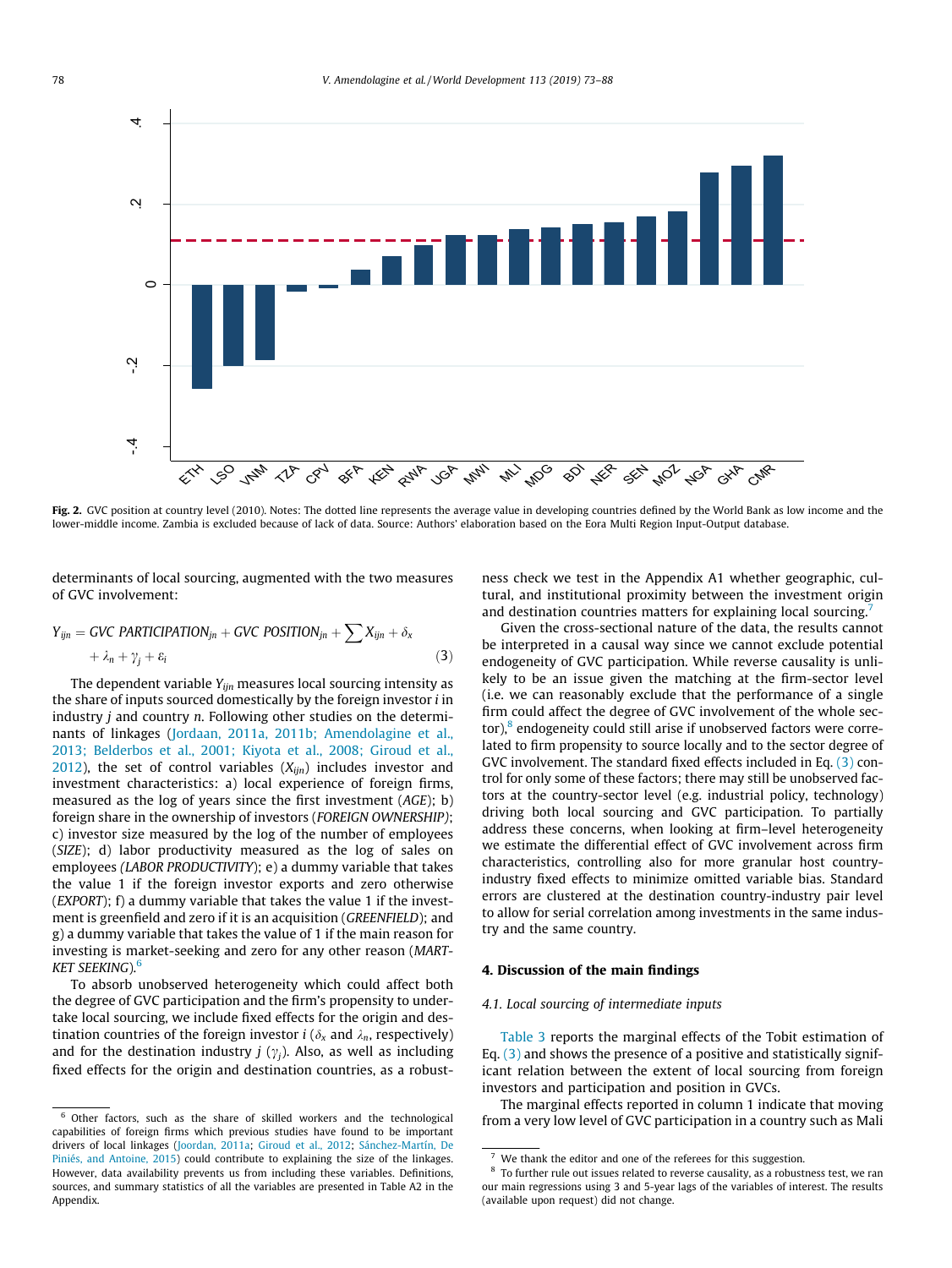**Fig. 2.** GVC position at country level (2010). Notes: The dotted line represents the average value in developing countries defined by the World Bank as low income and the lower-middle income. Zambia is excluded because of lack of data. Source: Authors' elaboration based on the Eora Multi Region Input-Output database.

determinants of local sourcing, augmented with the two measures of GVC involvement:

$$Y_{ijn} = GVC\ PARTICIPATION_{jn} + GVC\ POSITION_{jn} + \sum X_{ijn} + \delta_x + \lambda_n + \gamma_j + \varepsilon_i \quad (3)$$

The dependent variable $Y_{ijn}$ measures local sourcing intensity as the share of inputs sourced domestically by the foreign investor $i$ in industry $j$ and country $n$. Following other studies on the determinants of linkages (Jordaan, 2011a, 2011b; Amendolagine et al., 2013; Belderbos et al., 2001; Kiyota et al., 2008; Giroud et al., 2012), the set of control variables ($X_{ijn}$) includes investor and investment characteristics: a) local experience of foreign firms, measured as the log of years since the first investment (*AGE*); b) foreign share in the ownership of investors (*FOREIGN OWNERSHIP*); c) investor size measured by the log of the number of employees (*SIZE*); d) labor productivity measured as the log of sales on employees (*LABOR PRODUCTIVITY*); e) a dummy variable that takes the value 1 if the foreign investor exports and zero otherwise (*EXPORT*); f) a dummy variable that takes the value 1 if the investment is greenfield and zero if it is an acquisition (*GREENFIELD*); and g) a dummy variable that takes the value of 1 if the main reason for investing is market-seeking and zero for any other reason (*MARTKET SEEKING*).[6]

To absorb unobserved heterogeneity which could affect both the degree of GVC participation and the firm's propensity to undertake local sourcing, we include fixed effects for the origin and destination countries of the foreign investor $i$ ($\delta_x$ and $\lambda_n$, respectively) and for the destination industry $j$ ($\gamma_j$). Also, as well as including fixed effects for the origin and destination countries, as a robustness check we test in the Appendix A1 whether geographic, cultural, and institutional proximity between the investment origin and destination countries matters for explaining local sourcing.[7]

Given the cross-sectional nature of the data, the results cannot be interpreted in a causal way since we cannot exclude potential endogeneity of GVC participation. While reverse causality is unlikely to be an issue given the matching at the firm-sector level (i.e. we can reasonably exclude that the performance of a single firm could affect the degree of GVC involvement of the whole sector),[8] endogeneity could still arise if unobserved factors were correlated to firm propensity to source locally and to the sector degree of GVC involvement. The standard fixed effects included in Eq. (3) control for only some of these factors; there may still be unobserved factors at the country-sector level (e.g. industrial policy, technology) driving both local sourcing and GVC participation. To partially address these concerns, when looking at firm–level heterogeneity we estimate the differential effect of GVC involvement across firm characteristics, controlling also for more granular host country-industry fixed effects to minimize omitted variable bias. Standard errors are clustered at the destination country-industry pair level to allow for serial correlation among investments in the same industry and the same country.

## 4. Discussion of the main findings

### 4.1. Local sourcing of intermediate inputs

Table 3 reports the marginal effects of the Tobit estimation of Eq. (3) and shows the presence of a positive and statistically significant relation between the extent of local sourcing from foreign investors and participation and position in GVCs.

The marginal effects reported in column 1 indicate that moving from a very low level of GVC participation in a country such as Mali

---

[6] Other factors, such as the share of skilled workers and the technological capabilities of foreign firms which previous studies have found to be important drivers of local linkages (Joordan, 2011a; Giroud et al., 2012; Sánchez-Martín, De Piniés, and Antoine, 2015) could contribute to explaining the size of the linkages. However, data availability prevents us from including these variables. Definitions, sources, and summary statistics of all the variables are presented in Table A2 in the Appendix.

[7] We thank the editor and one of the referees for this suggestion.

[8] To further rule out issues related to reverse causality, as a robustness test, we ran our main regressions using 3 and 5-year lags of the variables of interest. The results (available upon request) did not change.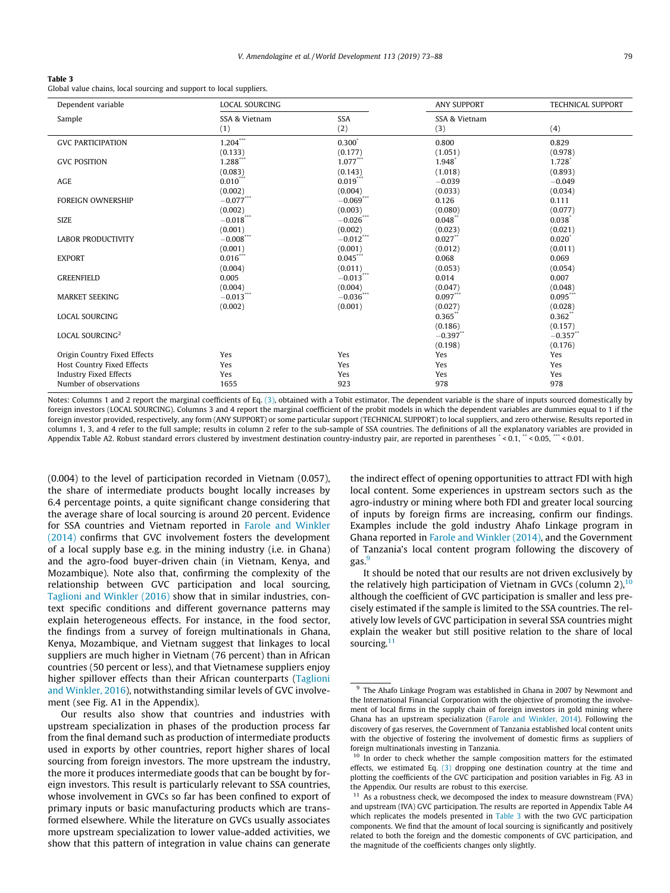**Table 3**
Global value chains, local sourcing and support to local suppliers.

| Dependent variable | LOCAL SOURCING | | ANY SUPPORT | TECHNICAL SUPPORT |
|---|---|---|---|---|
| Sample | SSA & Vietnam | SSA | SSA & Vietnam | |
| | (1) | (2) | (3) | (4) |
| GVC PARTICIPATION | 1.204*** | 0.300* | 0.800 | 0.829 |
| | (0.133) | (0.177) | (1.051) | (0.978) |
| GVC POSITION | 1.288*** | 1.077*** | 1.948* | 1.728* |
| | (0.083) | (0.143) | (1.018) | (0.893) |
| AGE | 0.010*** | 0.019*** | −0.039 | −0.049 |
| | (0.002) | (0.004) | (0.033) | (0.034) |
| FOREIGN OWNERSHIP | −0.077*** | −0.069*** | 0.126 | 0.111 |
| | (0.002) | (0.003) | (0.080) | (0.077) |
| SIZE | −0.018*** | −0.026*** | 0.048** | 0.038* |
| | (0.001) | (0.002) | (0.023) | (0.021) |
| LABOR PRODUCTIVITY | −0.008*** | −0.012*** | 0.027** | 0.020* |
| | (0.001) | (0.001) | (0.012) | (0.011) |
| EXPORT | 0.016*** | 0.045*** | 0.068 | 0.069 |
| | (0.004) | (0.011) | (0.053) | (0.054) |
| GREENFIELD | 0.005 | −0.013*** | 0.014 | 0.007 |
| | (0.004) | (0.004) | (0.047) | (0.048) |
| MARKET SEEKING | −0.013*** | −0.036*** | 0.097*** | 0.095*** |
| | (0.002) | (0.001) | (0.027) | (0.028) |
| LOCAL SOURCING | | | 0.365** | 0.362** |
| | | | (0.186) | (0.157) |
| LOCAL SOURCING$^2$ | | | −0.397** | −0.357** |
| | | | (0.198) | (0.176) |
| Origin Country Fixed Effects | Yes | Yes | Yes | Yes |
| Host Country Fixed Effects | Yes | Yes | Yes | Yes |
| Industry Fixed Effects | Yes | Yes | Yes | Yes |
| Number of observations | 1655 | 923 | 978 | 978 |

Notes: Columns 1 and 2 report the marginal coefficients of Eq. (3), obtained with a Tobit estimator. The dependent variable is the share of inputs sourced domestically by foreign investors (LOCAL SOURCING). Columns 3 and 4 report the marginal coefficient of the probit models in which the dependent variables are dummies equal to 1 if the foreign investor provided, respectively, any form (ANY SUPPORT) or some particular support (TECHNICAL SUPPORT) to local suppliers, and zero otherwise. Results reported in columns 1, 3, and 4 refer to the full sample; results in column 2 refer to the sub-sample of SSA countries. The definitions of all the explanatory variables are provided in Appendix Table A2. Robust standard errors clustered by investment destination country-industry pair, are reported in parentheses * < 0.1, ** < 0.05, *** < 0.01.

(0.004) to the level of participation recorded in Vietnam (0.057), the share of intermediate products bought locally increases by 6.4 percentage points, a quite significant change considering that the average share of local sourcing is around 20 percent. Evidence for SSA countries and Vietnam reported in Farole and Winkler (2014) confirms that GVC involvement fosters the development of a local supply base e.g. in the mining industry (i.e. in Ghana) and the agro-food buyer-driven chain (in Vietnam, Kenya, and Mozambique). Note also that, confirming the complexity of the relationship between GVC participation and local sourcing, Taglioni and Winkler (2016) show that in similar industries, context specific conditions and different governance patterns may explain heterogeneous effects. For instance, in the food sector, the findings from a survey of foreign multinationals in Ghana, Kenya, Mozambique, and Vietnam suggest that linkages to local suppliers are much higher in Vietnam (76 percent) than in African countries (50 percent or less), and that Vietnamese suppliers enjoy higher spillover effects than their African counterparts (Taglioni and Winkler, 2016), notwithstanding similar levels of GVC involvement (see Fig. A1 in the Appendix).

Our results also show that countries and industries with upstream specialization in phases of the production process far from the final demand such as production of intermediate products used in exports by other countries, report higher shares of local sourcing from foreign investors. The more upstream the industry, the more it produces intermediate goods that can be bought by foreign investors. This result is particularly relevant to SSA countries, whose involvement in GVCs so far has been confined to export of primary inputs or basic manufacturing products which are transformed elsewhere. While the literature on GVCs usually associates more upstream specialization to lower value-added activities, we show that this pattern of integration in value chains can generate the indirect effect of opening opportunities to attract FDI with high local content. Some experiences in upstream sectors such as the agro-industry or mining where both FDI and greater local sourcing of inputs by foreign firms are increasing, confirm our findings. Examples include the gold industry Ahafo Linkage program in Ghana reported in Farole and Winkler (2014), and the Government of Tanzania's local content program following the discovery of gas.[9]

It should be noted that our results are not driven exclusively by the relatively high participation of Vietnam in GVCs (column 2),[10] although the coefficient of GVC participation is smaller and less precisely estimated if the sample is limited to the SSA countries. The relatively low levels of GVC participation in several SSA countries might explain the weaker but still positive relation to the share of local sourcing.[11]

[9] The Ahafo Linkage Program was established in Ghana in 2007 by Newmont and the International Financial Corporation with the objective of promoting the involvement of local firms in the supply chain of foreign investors in gold mining where Ghana has an upstream specialization (Farole and Winkler, 2014). Following the discovery of gas reserves, the Government of Tanzania established local content units with the objective of fostering the involvement of domestic firms as suppliers of foreign multinationals investing in Tanzania.

[10] In order to check whether the sample composition matters for the estimated effects, we estimated Eq. (3) dropping one destination country at the time and plotting the coefficients of the GVC participation and position variables in Fig. A3 in the Appendix. Our results are robust to this exercise.

[11] As a robustness check, we decomposed the index to measure downstream (FVA) and upstream (IVA) GVC participation. The results are reported in Appendix Table A4 which replicates the models presented in Table 3 with the two GVC participation components. We find that the amount of local sourcing is significantly and positively related to both the foreign and the domestic components of GVC participation, and the magnitude of the coefficients changes only slightly.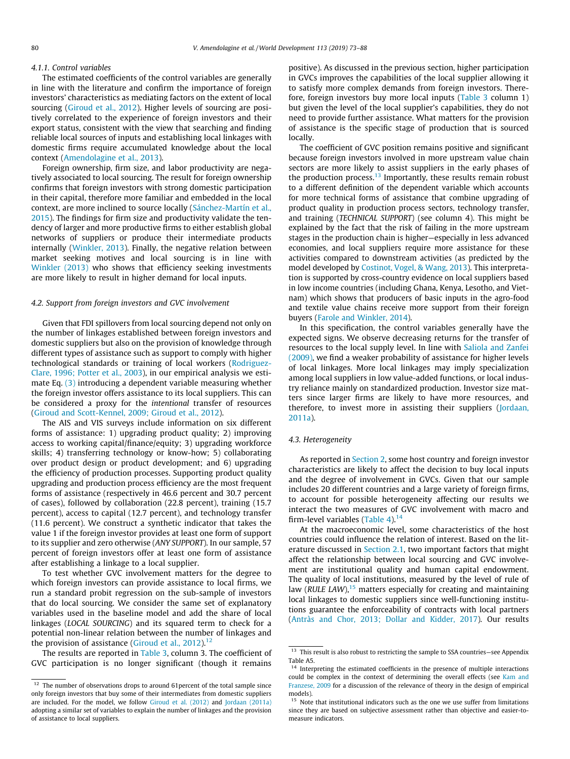#### 4.1.1. Control variables

The estimated coefficients of the control variables are generally in line with the literature and confirm the importance of foreign investors' characteristics as mediating factors on the extent of local sourcing (Giroud et al., 2012). Higher levels of sourcing are positively correlated to the experience of foreign investors and their export status, consistent with the view that searching and finding reliable local sources of inputs and establishing local linkages with domestic firms require accumulated knowledge about the local context (Amendolagine et al., 2013).

Foreign ownership, firm size, and labor productivity are negatively associated to local sourcing. The result for foreign ownership confirms that foreign investors with strong domestic participation in their capital, therefore more familiar and embedded in the local context, are more inclined to source locally (Sánchez-Martín et al., 2015). The findings for firm size and productivity validate the tendency of larger and more productive firms to either establish global networks of suppliers or produce their intermediate products internally (Winkler, 2013). Finally, the negative relation between market seeking motives and local sourcing is in line with Winkler (2013) who shows that efficiency seeking investments are more likely to result in higher demand for local inputs.

### 4.2. Support from foreign investors and GVC involvement

Given that FDI spillovers from local sourcing depend not only on the number of linkages established between foreign investors and domestic suppliers but also on the provision of knowledge through different types of assistance such as support to comply with higher technological standards or training of local workers (Rodriguez-Clare, 1996; Potter et al., 2003), in our empirical analysis we estimate Eq. (3) introducing a dependent variable measuring whether the foreign investor offers assistance to its local suppliers. This can be considered a proxy for the *intentional* transfer of resources (Giroud and Scott-Kennel, 2009; Giroud et al., 2012).

The AIS and VIS surveys include information on six different forms of assistance: 1) upgrading product quality; 2) improving access to working capital/finance/equity; 3) upgrading workforce skills; 4) transferring technology or know-how; 5) collaborating over product design or product development; and 6) upgrading the efficiency of production processes. Supporting product quality upgrading and production process efficiency are the most frequent forms of assistance (respectively in 46.6 percent and 30.7 percent of cases), followed by collaboration (22.8 percent), training (15.7 percent), access to capital (12.7 percent), and technology transfer (11.6 percent). We construct a synthetic indicator that takes the value 1 if the foreign investor provides at least one form of support to its supplier and zero otherwise (*ANY SUPPORT*). In our sample, 57 percent of foreign investors offer at least one form of assistance after establishing a linkage to a local supplier.

To test whether GVC involvement matters for the degree to which foreign investors can provide assistance to local firms, we run a standard probit regression on the sub-sample of investors that do local sourcing. We consider the same set of explanatory variables used in the baseline model and add the share of local linkages (*LOCAL SOURCING*) and its squared term to check for a potential non-linear relation between the number of linkages and the provision of assistance (Giroud et al., 2012).[12]

The results are reported in Table 3, column 3. The coefficient of GVC participation is no longer significant (though it remains positive). As discussed in the previous section, higher participation in GVCs improves the capabilities of the local supplier allowing it to satisfy more complex demands from foreign investors. Therefore, foreign investors buy more local inputs (Table 3 column 1) but given the level of the local supplier's capabilities, they do not need to provide further assistance. What matters for the provision of assistance is the specific stage of production that is sourced locally.

The coefficient of GVC position remains positive and significant because foreign investors involved in more upstream value chain sectors are more likely to assist suppliers in the early phases of the production process.[13] Importantly, these results remain robust to a different definition of the dependent variable which accounts for more technical forms of assistance that combine upgrading of product quality in production process sectors, technology transfer, and training (*TECHNICAL SUPPORT*) (see column 4). This might be explained by the fact that the risk of failing in the more upstream stages in the production chain is higher—especially in less advanced economies, and local suppliers require more assistance for these activities compared to downstream activities (as predicted by the model developed by Costinot, Vogel, & Wang, 2013). This interpretation is supported by cross-country evidence on local suppliers based in low income countries (including Ghana, Kenya, Lesotho, and Vietnam) which shows that producers of basic inputs in the agro-food and textile value chains receive more support from their foreign buyers (Farole and Winkler, 2014).

In this specification, the control variables generally have the expected signs. We observe decreasing returns for the transfer of resources to the local supply level. In line with Saliola and Zanfei (2009), we find a weaker probability of assistance for higher levels of local linkages. More local linkages may imply specialization among local suppliers in low value-added functions, or local industry reliance mainly on standardized production. Investor size matters since larger firms are likely to have more resources, and therefore, to invest more in assisting their suppliers (Jordaan, 2011a).

### 4.3. Heterogeneity

As reported in Section 2, some host country and foreign investor characteristics are likely to affect the decision to buy local inputs and the degree of involvement in GVCs. Given that our sample includes 20 different countries and a large variety of foreign firms, to account for possible heterogeneity affecting our results we interact the two measures of GVC involvement with macro and firm-level variables (Table 4).[14]

At the macroeconomic level, some characteristics of the host countries could influence the relation of interest. Based on the literature discussed in Section 2.1, two important factors that might affect the relationship between local sourcing and GVC involvement are institutional quality and human capital endowment. The quality of local institutions, measured by the level of rule of law (*RULE LAW*),[15] matters especially for creating and maintaining local linkages to domestic suppliers since well-functioning institutions guarantee the enforceability of contracts with local partners (Antràs and Chor, 2013; Dollar and Kidder, 2017). Our results

---

[12] The number of observations drops to around 61percent of the total sample since only foreign investors that buy some of their intermediates from domestic suppliers are included. For the model, we follow Giroud et al. (2012) and Jordaan (2011a) adopting a similar set of variables to explain the number of linkages and the provision of assistance to local suppliers.

[13] This result is also robust to restricting the sample to SSA countries—see Appendix Table A5.

[14] Interpreting the estimated coefficients in the presence of multiple interactions could be complex in the context of determining the overall effects (see Kam and Franzese, 2009 for a discussion of the relevance of theory in the design of empirical models).

[15] Note that institutional indicators such as the one we use suffer from limitations since they are based on subjective assessment rather than objective and easier-to-measure indicators.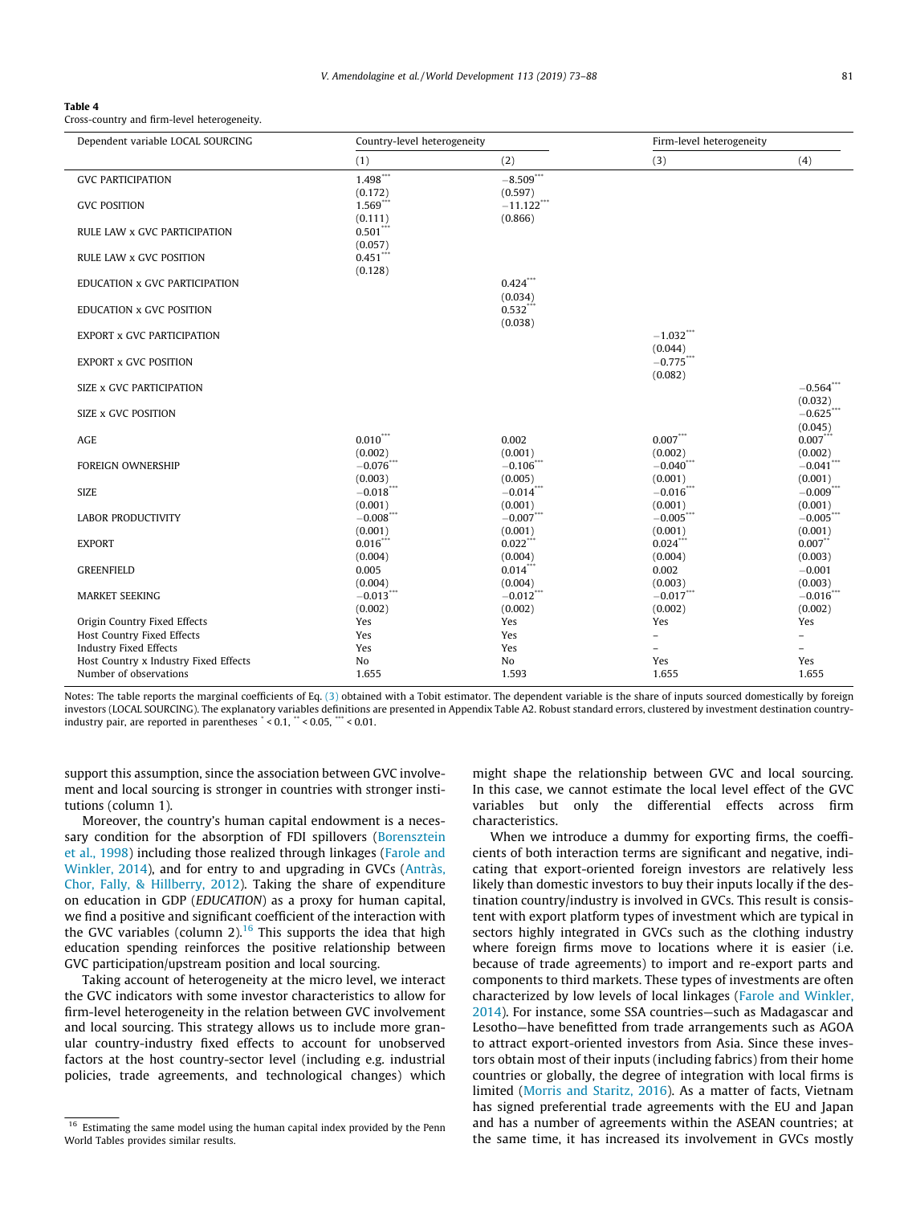**Table 4**
Cross-country and firm-level heterogeneity.

| Dependent variable LOCAL SOURCING | Country-level heterogeneity | | Firm-level heterogeneity | |
|---|---|---|---|---|
| | (1) | (2) | (3) | (4) |
| GVC PARTICIPATION | 1.498*** | −8.509*** | | |
| | (0.172) | (0.597) | | |
| GVC POSITION | 1.569*** | −11.122*** | | |
| | (0.111) | (0.866) | | |
| RULE LAW x GVC PARTICIPATION | 0.501*** | | | |
| | (0.057) | | | |
| RULE LAW x GVC POSITION | 0.451*** | | | |
| | (0.128) | | | |
| EDUCATION x GVC PARTICIPATION | | 0.424*** | | |
| | | (0.034) | | |
| EDUCATION x GVC POSITION | | 0.532*** | | |
| | | (0.038) | | |
| EXPORT x GVC PARTICIPATION | | | −1.032*** | |
| | | | (0.044) | |
| EXPORT x GVC POSITION | | | −0.775*** | |
| | | | (0.082) | |
| SIZE x GVC PARTICIPATION | | | | −0.564*** |
| | | | | (0.032) |
| SIZE x GVC POSITION | | | | −0.625*** |
| | | | | (0.045) |
| AGE | 0.010*** | 0.002 | 0.007*** | 0.007*** |
| | (0.002) | (0.001) | (0.002) | (0.002) |
| FOREIGN OWNERSHIP | −0.076*** | −0.106*** | −0.040*** | −0.041*** |
| | (0.003) | (0.005) | (0.001) | (0.001) |
| SIZE | −0.018*** | −0.014*** | −0.016*** | −0.009*** |
| | (0.001) | (0.001) | (0.001) | (0.001) |
| LABOR PRODUCTIVITY | −0.008*** | −0.007*** | −0.005*** | −0.005*** |
| | (0.001) | (0.001) | (0.001) | (0.001) |
| EXPORT | 0.016*** | 0.022*** | 0.024*** | 0.007** |
| | (0.004) | (0.004) | (0.004) | (0.003) |
| GREENFIELD | 0.005 | 0.014*** | 0.002 | −0.001 |
| | (0.004) | (0.004) | (0.003) | (0.003) |
| MARKET SEEKING | −0.013*** | −0.012*** | −0.017*** | −0.016*** |
| | (0.002) | (0.002) | (0.002) | (0.002) |
| Origin Country Fixed Effects | Yes | Yes | Yes | Yes |
| Host Country Fixed Effects | Yes | Yes | – | – |
| Industry Fixed Effects | Yes | Yes | – | – |
| Host Country x Industry Fixed Effects | No | No | Yes | Yes |
| Number of observations | 1.655 | 1.593 | 1.655 | 1.655 |

Notes: The table reports the marginal coefficients of Eq. (3) obtained with a Tobit estimator. The dependent variable is the share of inputs sourced domestically by foreign investors (LOCAL SOURCING). The explanatory variables definitions are presented in Appendix Table A2. Robust standard errors, clustered by investment destination country-industry pair, are reported in parentheses * < 0.1, ** < 0.05, *** < 0.01.

support this assumption, since the association between GVC involvement and local sourcing is stronger in countries with stronger institutions (column 1).

Moreover, the country's human capital endowment is a necessary condition for the absorption of FDI spillovers (Borensztein et al., 1998) including those realized through linkages (Farole and Winkler, 2014), and for entry to and upgrading in GVCs (Antràs, Chor, Fally, & Hillberry, 2012). Taking the share of expenditure on education in GDP (*EDUCATION*) as a proxy for human capital, we find a positive and significant coefficient of the interaction with the GVC variables (column 2).[16] This supports the idea that high education spending reinforces the positive relationship between GVC participation/upstream position and local sourcing.

Taking account of heterogeneity at the micro level, we interact the GVC indicators with some investor characteristics to allow for firm-level heterogeneity in the relation between GVC involvement and local sourcing. This strategy allows us to include more granular country-industry fixed effects to account for unobserved factors at the host country-sector level (including e.g. industrial policies, trade agreements, and technological changes) which might shape the relationship between GVC and local sourcing. In this case, we cannot estimate the local level effect of the GVC variables but only the differential effects across firm characteristics.

When we introduce a dummy for exporting firms, the coefficients of both interaction terms are significant and negative, indicating that export-oriented foreign investors are relatively less likely than domestic investors to buy their inputs locally if the destination country/industry is involved in GVCs. This result is consistent with export platform types of investment which are typical in sectors highly integrated in GVCs such as the clothing industry where foreign firms move to locations where it is easier (i.e. because of trade agreements) to import and re-export parts and components to third markets. These types of investments are often characterized by low levels of local linkages (Farole and Winkler, 2014). For instance, some SSA countries—such as Madagascar and Lesotho—have benefitted from trade arrangements such as AGOA to attract export-oriented investors from Asia. Since these investors obtain most of their inputs (including fabrics) from their home countries or globally, the degree of integration with local firms is limited (Morris and Staritz, 2016). As a matter of facts, Vietnam has signed preferential trade agreements with the EU and Japan and has a number of agreements within the ASEAN countries; at the same time, it has increased its involvement in GVCs mostly

[16] Estimating the same model using the human capital index provided by the Penn World Tables provides similar results.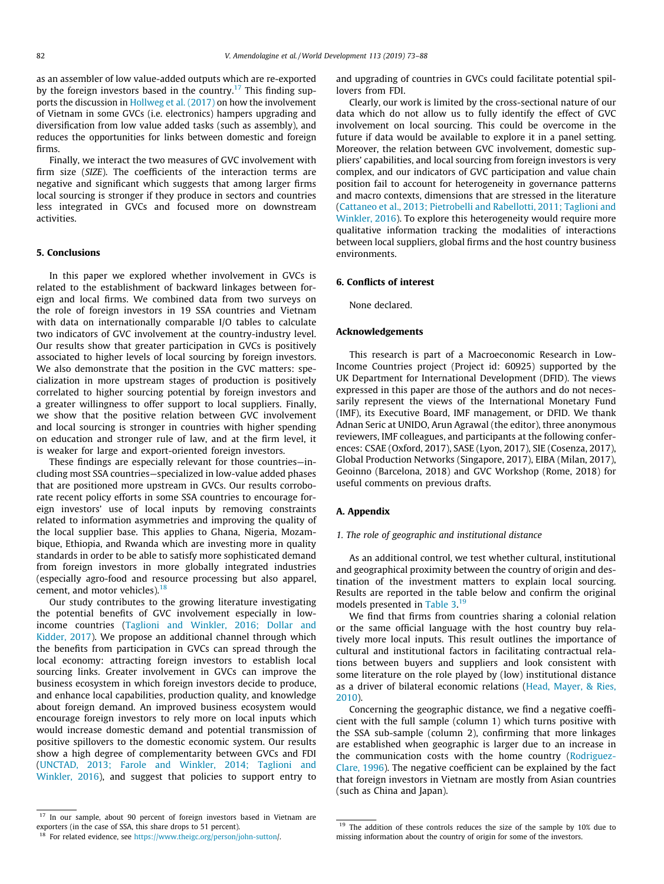as an assembler of low value-added outputs which are re-exported by the foreign investors based in the country.[17] This finding supports the discussion in Hollweg et al. (2017) on how the involvement of Vietnam in some GVCs (i.e. electronics) hampers upgrading and diversification from low value added tasks (such as assembly), and reduces the opportunities for links between domestic and foreign firms.

Finally, we interact the two measures of GVC involvement with firm size (*SIZE*). The coefficients of the interaction terms are negative and significant which suggests that among larger firms local sourcing is stronger if they produce in sectors and countries less integrated in GVCs and focused more on downstream activities.

## 5. Conclusions

In this paper we explored whether involvement in GVCs is related to the establishment of backward linkages between foreign and local firms. We combined data from two surveys on the role of foreign investors in 19 SSA countries and Vietnam with data on internationally comparable I/O tables to calculate two indicators of GVC involvement at the country-industry level. Our results show that greater participation in GVCs is positively associated to higher levels of local sourcing by foreign investors. We also demonstrate that the position in the GVC matters: specialization in more upstream stages of production is positively correlated to higher sourcing potential by foreign investors and a greater willingness to offer support to local suppliers. Finally, we show that the positive relation between GVC involvement and local sourcing is stronger in countries with higher spending on education and stronger rule of law, and at the firm level, it is weaker for large and export-oriented foreign investors.

These findings are especially relevant for those countries—including most SSA countries—specialized in low-value added phases that are positioned more upstream in GVCs. Our results corroborate recent policy efforts in some SSA countries to encourage foreign investors' use of local inputs by removing constraints related to information asymmetries and improving the quality of the local supplier base. This applies to Ghana, Nigeria, Mozambique, Ethiopia, and Rwanda which are investing more in quality standards in order to be able to satisfy more sophisticated demand from foreign investors in more globally integrated industries (especially agro-food and resource processing but also apparel, cement, and motor vehicles).[18]

Our study contributes to the growing literature investigating the potential benefits of GVC involvement especially in low-income countries (Taglioni and Winkler, 2016; Dollar and Kidder, 2017). We propose an additional channel through which the benefits from participation in GVCs can spread through the local economy: attracting foreign investors to establish local sourcing links. Greater involvement in GVCs can improve the business ecosystem in which foreign investors decide to produce, and enhance local capabilities, production quality, and knowledge about foreign demand. An improved business ecosystem would encourage foreign investors to rely more on local inputs which would increase domestic demand and potential transmission of positive spillovers to the domestic economic system. Our results show a high degree of complementarity between GVCs and FDI (UNCTAD, 2013; Farole and Winkler, 2014; Taglioni and Winkler, 2016), and suggest that policies to support entry to and upgrading of countries in GVCs could facilitate potential spillovers from FDI.

Clearly, our work is limited by the cross-sectional nature of our data which do not allow us to fully identify the effect of GVC involvement on local sourcing. This could be overcome in the future if data would be available to explore it in a panel setting. Moreover, the relation between GVC involvement, domestic suppliers' capabilities, and local sourcing from foreign investors is very complex, and our indicators of GVC participation and value chain position fail to account for heterogeneity in governance patterns and macro contexts, dimensions that are stressed in the literature (Cattaneo et al., 2013; Pietrobelli and Rabellotti, 2011; Taglioni and Winkler, 2016). To explore this heterogeneity would require more qualitative information tracking the modalities of interactions between local suppliers, global firms and the host country business environments.

## 6. Conflicts of interest

None declared.

## Acknowledgements

This research is part of a Macroeconomic Research in Low-Income Countries project (Project id: 60925) supported by the UK Department for International Development (DFID). The views expressed in this paper are those of the authors and do not necessarily represent the views of the International Monetary Fund (IMF), its Executive Board, IMF management, or DFID. We thank Adnan Seric at UNIDO, Arun Agrawal (the editor), three anonymous reviewers, IMF colleagues, and participants at the following conferences: CSAE (Oxford, 2017), SASE (Lyon, 2017), SIE (Cosenza, 2017), Global Production Networks (Singapore, 2017), EIBA (Milan, 2017), Geoinno (Barcelona, 2018) and GVC Workshop (Rome, 2018) for useful comments on previous drafts.

## A. Appendix

### 1. The role of geographic and institutional distance

As an additional control, we test whether cultural, institutional and geographical proximity between the country of origin and destination of the investment matters to explain local sourcing. Results are reported in the table below and confirm the original models presented in Table 3.[19]

We find that firms from countries sharing a colonial relation or the same official language with the host country buy relatively more local inputs. This result outlines the importance of cultural and institutional factors in facilitating contractual relations between buyers and suppliers and look consistent with some literature on the role played by (low) institutional distance as a driver of bilateral economic relations (Head, Mayer, & Ries, 2010).

Concerning the geographic distance, we find a negative coefficient with the full sample (column 1) which turns positive with the SSA sub-sample (column 2), confirming that more linkages are established when geographic is larger due to an increase in the communication costs with the home country (Rodriguez-Clare, 1996). The negative coefficient can be explained by the fact that foreign investors in Vietnam are mostly from Asian countries (such as China and Japan).

---

[17] In our sample, about 90 percent of foreign investors based in Vietnam are exporters (in the case of SSA, this share drops to 51 percent).

[18] For related evidence, see https://www.theigc.org/person/john-sutton/.

[19] The addition of these controls reduces the size of the sample by 10% due to missing information about the country of origin for some of the investors.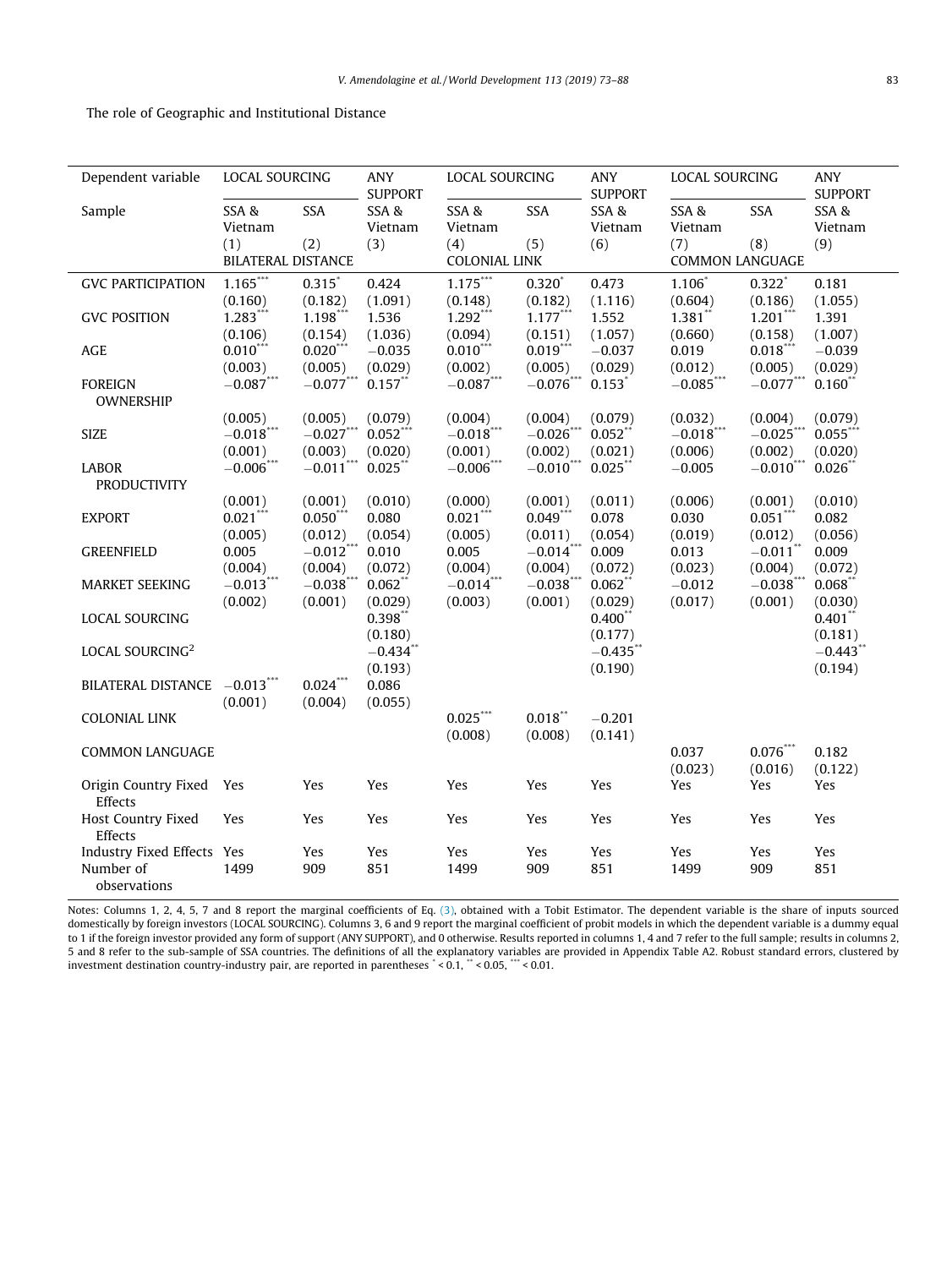The role of Geographic and Institutional Distance

| Dependent variable | LOCAL SOURCING | | ANY SUPPORT | LOCAL SOURCING | | ANY SUPPORT | LOCAL SOURCING | | ANY SUPPORT |
|---|---|---|---|---|---|---|---|---|---|
| Sample | SSA & Vietnam | SSA | SSA & Vietnam | SSA & Vietnam | SSA | SSA & Vietnam | SSA & Vietnam | SSA | SSA & Vietnam |
| | (1) | (2) | (3) | (4) | (5) | (6) | (7) | (8) | (9) |
| | BILATERAL DISTANCE | | | COLONIAL LINK | | | COMMON LANGUAGE | | |
| GVC PARTICIPATION | 1.165*** | 0.315* | 0.424 | 1.175*** | 0.320* | 0.473 | 1.106* | 0.322* | 0.181 |
| | (0.160) | (0.182) | (1.091) | (0.148) | (0.182) | (1.116) | (0.604) | (0.186) | (1.055) |
| GVC POSITION | 1.283*** | 1.198*** | 1.536 | 1.292*** | 1.177*** | 1.552 | 1.381** | 1.201*** | 1.391 |
| | (0.106) | (0.154) | (1.036) | (0.094) | (0.151) | (1.057) | (0.660) | (0.158) | (1.007) |
| AGE | 0.010*** | 0.020*** | −0.035 | 0.010*** | 0.019*** | −0.037 | 0.019 | 0.018*** | −0.039 |
| | (0.003) | (0.005) | (0.029) | (0.002) | (0.005) | (0.029) | (0.012) | (0.005) | (0.029) |
| FOREIGN OWNERSHIP | −0.087*** | −0.077*** | 0.157** | −0.087*** | −0.076*** | 0.153* | −0.085*** | −0.077*** | 0.160** |
| | (0.005) | (0.005) | (0.079) | (0.004) | (0.004) | (0.079) | (0.032) | (0.004) | (0.079) |
| SIZE | −0.018*** | −0.027*** | 0.052*** | −0.018*** | −0.026*** | 0.052** | −0.018*** | −0.025*** | 0.055*** |
| | (0.001) | (0.003) | (0.020) | (0.001) | (0.002) | (0.021) | (0.006) | (0.002) | (0.020) |
| LABOR PRODUCTIVITY | −0.006*** | −0.011*** | 0.025** | −0.006*** | −0.010*** | 0.025** | −0.005 | −0.010*** | 0.026** |
| | (0.001) | (0.001) | (0.010) | (0.000) | (0.001) | (0.011) | (0.006) | (0.001) | (0.010) |
| EXPORT | 0.021*** | 0.050*** | 0.080 | 0.021*** | 0.049*** | 0.078 | 0.030 | 0.051*** | 0.082 |
| | (0.005) | (0.012) | (0.054) | (0.005) | (0.011) | (0.054) | (0.019) | (0.012) | (0.056) |
| GREENFIELD | 0.005 | −0.012*** | 0.010 | 0.005 | −0.014*** | 0.009 | 0.013 | −0.011** | 0.009 |
| | (0.004) | (0.004) | (0.072) | (0.004) | (0.004) | (0.072) | (0.023) | (0.004) | (0.072) |
| MARKET SEEKING | −0.013*** | −0.038*** | 0.062** | −0.014*** | −0.038*** | 0.062** | −0.012 | −0.038*** | 0.068** |
| | (0.002) | (0.001) | (0.029) | (0.003) | (0.001) | (0.029) | (0.017) | (0.001) | (0.030) |
| LOCAL SOURCING | | | 0.398** | | | 0.400** | | | 0.401** |
| | | | (0.180) | | | (0.177) | | | (0.181) |
| LOCAL SOURCING$^2$ | | | −0.434** | | | −0.435** | | | −0.443** |
| | | | (0.193) | | | (0.190) | | | (0.194) |
| BILATERAL DISTANCE | −0.013*** | 0.024*** | 0.086 | | | | | | |
| | (0.001) | (0.004) | (0.055) | | | | | | |
| COLONIAL LINK | | | | 0.025*** | 0.018** | −0.201 | | | |
| | | | | (0.008) | (0.008) | (0.141) | | | |
| COMMON LANGUAGE | | | | | | | 0.037 | 0.076*** | 0.182 |
| | | | | | | | (0.023) | (0.016) | (0.122) |
| Origin Country Fixed Effects | Yes | Yes | Yes | Yes | Yes | Yes | Yes | Yes | Yes |
| Host Country Fixed Effects | Yes | Yes | Yes | Yes | Yes | Yes | Yes | Yes | Yes |
| Industry Fixed Effects | Yes | Yes | Yes | Yes | Yes | Yes | Yes | Yes | Yes |
| Number of observations | 1499 | 909 | 851 | 1499 | 909 | 851 | 1499 | 909 | 851 |

Notes: Columns 1, 2, 4, 5, 7 and 8 report the marginal coefficients of Eq. (3), obtained with a Tobit Estimator. The dependent variable is the share of inputs sourced domestically by foreign investors (LOCAL SOURCING). Columns 3, 6 and 9 report the marginal coefficient of probit models in which the dependent variable is a dummy equal to 1 if the foreign investor provided any form of support (ANY SUPPORT), and 0 otherwise. Results reported in columns 1, 4 and 7 refer to the full sample; results in columns 2, 5 and 8 refer to the sub-sample of SSA countries. The definitions of all the explanatory variables are provided in Appendix Table A2. Robust standard errors, clustered by investment destination country-industry pair, are reported in parentheses * < 0.1, ** < 0.05, *** < 0.01.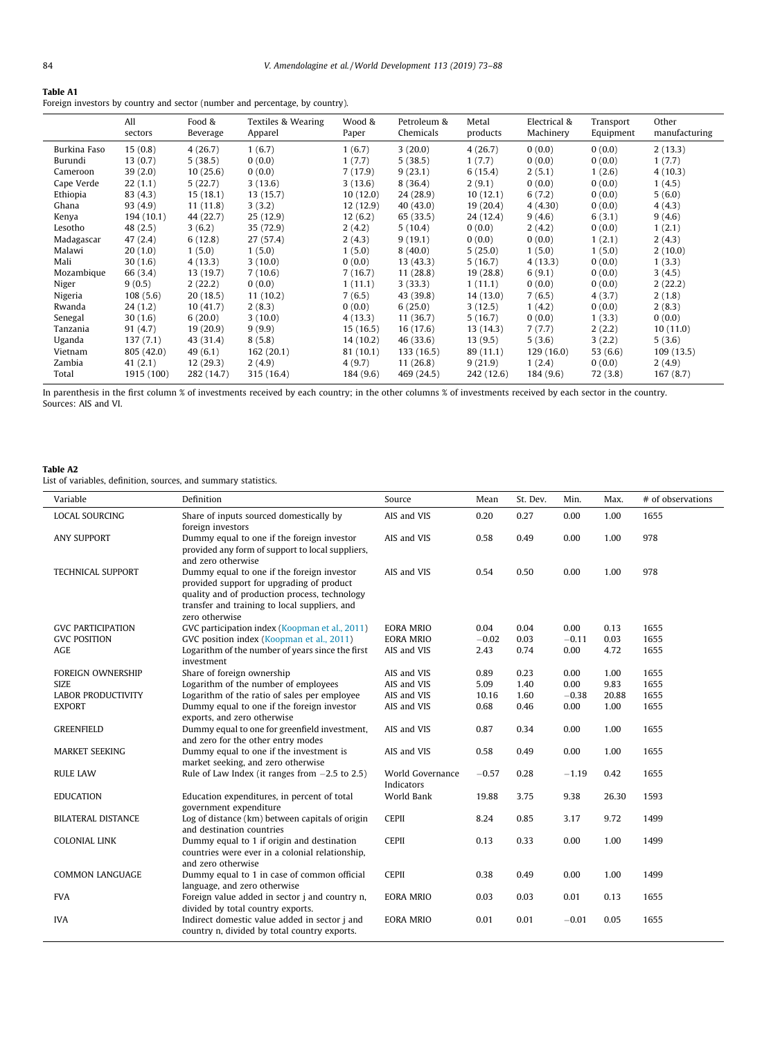**Table A1**
Foreign investors by country and sector (number and percentage, by country).

| | All sectors | Food & Beverage | Textiles & Wearing Apparel | Wood & Paper | Petroleum & Chemicals | Metal products | Electrical & Machinery | Transport Equipment | Other manufacturing |
|---|---|---|---|---|---|---|---|---|---|
| Burkina Faso | 15 (0.8) | 4 (26.7) | 1 (6.7) | 1 (6.7) | 3 (20.0) | 4 (26.7) | 0 (0.0) | 0 (0.0) | 2 (13.3) |
| Burundi | 13 (0.7) | 5 (38.5) | 0 (0.0) | 1 (7.7) | 5 (38.5) | 1 (7.7) | 0 (0.0) | 0 (0.0) | 1 (7.7) |
| Cameroon | 39 (2.0) | 10 (25.6) | 0 (0.0) | 7 (17.9) | 9 (23.1) | 6 (15.4) | 2 (5.1) | 1 (2.6) | 4 (10.3) |
| Cape Verde | 22 (1.1) | 5 (22.7) | 3 (13.6) | 3 (13.6) | 8 (36.4) | 2 (9.1) | 0 (0.0) | 0 (0.0) | 1 (4.5) |
| Ethiopia | 83 (4.3) | 15 (18.1) | 13 (15.7) | 10 (12.0) | 24 (28.9) | 10 (12.1) | 6 (7.2) | 0 (0.0) | 5 (6.0) |
| Ghana | 93 (4.9) | 11 (11.8) | 3 (3.2) | 12 (12.9) | 40 (43.0) | 19 (20.4) | 4 (4.30) | 0 (0.0) | 4 (4.3) |
| Kenya | 194 (10.1) | 44 (22.7) | 25 (12.9) | 12 (6.2) | 65 (33.5) | 24 (12.4) | 9 (4.6) | 6 (3.1) | 9 (4.6) |
| Lesotho | 48 (2.5) | 3 (6.2) | 35 (72.9) | 2 (4.2) | 5 (10.4) | 0 (0.0) | 2 (4.2) | 0 (0.0) | 1 (2.1) |
| Madagascar | 47 (2.4) | 6 (12.8) | 27 (57.4) | 2 (4.3) | 9 (19.1) | 0 (0.0) | 0 (0.0) | 1 (2.1) | 2 (4.3) |
| Malawi | 20 (1.0) | 1 (5.0) | 1 (5.0) | 1 (5.0) | 8 (40.0) | 5 (25.0) | 1 (5.0) | 1 (5.0) | 2 (10.0) |
| Mali | 30 (1.6) | 4 (13.3) | 3 (10.0) | 0 (0.0) | 13 (43.3) | 5 (16.7) | 4 (13.3) | 0 (0.0) | 1 (3.3) |
| Mozambique | 66 (3.4) | 13 (19.7) | 7 (10.6) | 7 (16.7) | 11 (28.8) | 19 (28.8) | 6 (9.1) | 0 (0.0) | 3 (4.5) |
| Niger | 9 (0.5) | 2 (22.2) | 0 (0.0) | 1 (11.1) | 3 (33.3) | 1 (11.1) | 0 (0.0) | 0 (0.0) | 2 (22.2) |
| Nigeria | 108 (5.6) | 20 (18.5) | 11 (10.2) | 7 (6.5) | 43 (39.8) | 14 (13.0) | 7 (6.5) | 4 (3.7) | 2 (1.8) |
| Rwanda | 24 (1.2) | 10 (41.7) | 2 (8.3) | 0 (0.0) | 6 (25.0) | 3 (12.5) | 1 (4.2) | 0 (0.0) | 2 (8.3) |
| Senegal | 30 (1.6) | 6 (20.0) | 3 (10.0) | 4 (13.3) | 11 (36.7) | 5 (16.7) | 0 (0.0) | 1 (3.3) | 0 (0.0) |
| Tanzania | 91 (4.7) | 19 (20.9) | 9 (9.9) | 15 (16.5) | 16 (17.6) | 13 (14.3) | 7 (7.7) | 2 (2.2) | 10 (11.0) |
| Uganda | 137 (7.1) | 43 (31.4) | 8 (5.8) | 14 (10.2) | 46 (33.6) | 13 (9.5) | 5 (3.6) | 3 (2.2) | 5 (3.6) |
| Vietnam | 805 (42.0) | 49 (6.1) | 162 (20.1) | 81 (10.1) | 133 (16.5) | 89 (11.1) | 129 (16.0) | 53 (6.6) | 109 (13.5) |
| Zambia | 41 (2.1) | 12 (29.3) | 2 (4.9) | 4 (9.7) | 11 (26.8) | 9 (21.9) | 1 (2.4) | 0 (0.0) | 2 (4.9) |
| Total | 1915 (100) | 282 (14.7) | 315 (16.4) | 184 (9.6) | 469 (24.5) | 242 (12.6) | 184 (9.6) | 72 (3.8) | 167 (8.7) |

In parenthesis in the first column % of investments received by each country; in the other columns % of investments received by each sector in the country.
Sources: AIS and VI.

**Table A2**
List of variables, definition, sources, and summary statistics.

| Variable | Definition | Source | Mean | St. Dev. | Min. | Max. | # of observations |
|---|---|---|---|---|---|---|---|
| LOCAL SOURCING | Share of inputs sourced domestically by foreign investors | AIS and VIS | 0.20 | 0.27 | 0.00 | 1.00 | 1655 |
| ANY SUPPORT | Dummy equal to one if the foreign investor provided any form of support to local suppliers, and zero otherwise | AIS and VIS | 0.58 | 0.49 | 0.00 | 1.00 | 978 |
| TECHNICAL SUPPORT | Dummy equal to one if the foreign investor provided support for upgrading of product quality and of production process, technology transfer and training to local suppliers, and zero otherwise | AIS and VIS | 0.54 | 0.50 | 0.00 | 1.00 | 978 |
| GVC PARTICIPATION | GVC participation index (Koopman et al., 2011) | EORA MRIO | 0.04 | 0.04 | 0.00 | 0.13 | 1655 |
| GVC POSITION | GVC position index (Koopman et al., 2011) | EORA MRIO | −0.02 | 0.03 | −0.11 | 0.03 | 1655 |
| AGE | Logarithm of the number of years since the first investment | AIS and VIS | 2.43 | 0.74 | 0.00 | 4.72 | 1655 |
| FOREIGN OWNERSHIP | Share of foreign ownership | AIS and VIS | 0.89 | 0.23 | 0.00 | 1.00 | 1655 |
| SIZE | Logarithm of the number of employees | AIS and VIS | 5.09 | 1.40 | 0.00 | 9.83 | 1655 |
| LABOR PRODUCTIVITY | Logarithm of the ratio of sales per employee | AIS and VIS | 10.16 | 1.60 | −0.38 | 20.88 | 1655 |
| EXPORT | Dummy equal to one if the foreign investor exports, and zero otherwise | AIS and VIS | 0.68 | 0.46 | 0.00 | 1.00 | 1655 |
| GREENFIELD | Dummy equal to one for greenfield investment, and zero for the other entry modes | AIS and VIS | 0.87 | 0.34 | 0.00 | 1.00 | 1655 |
| MARKET SEEKING | Dummy equal to one if the investment is market seeking, and zero otherwise | AIS and VIS | 0.58 | 0.49 | 0.00 | 1.00 | 1655 |
| RULE LAW | Rule of Law Index (it ranges from −2.5 to 2.5) | World Governance Indicators | −0.57 | 0.28 | −1.19 | 0.42 | 1655 |
| EDUCATION | Education expenditures, in percent of total government expenditure | World Bank | 19.88 | 3.75 | 9.38 | 26.30 | 1593 |
| BILATERAL DISTANCE | Log of distance (km) between capitals of origin and destination countries | CEPII | 8.24 | 0.85 | 3.17 | 9.72 | 1499 |
| COLONIAL LINK | Dummy equal to 1 if origin and destination countries were ever in a colonial relationship, and zero otherwise | CEPII | 0.13 | 0.33 | 0.00 | 1.00 | 1499 |
| COMMON LANGUAGE | Dummy equal to 1 in case of common official language, and zero otherwise | CEPII | 0.38 | 0.49 | 0.00 | 1.00 | 1499 |
| FVA | Foreign value added in sector j and country n, divided by total country exports. | EORA MRIO | 0.03 | 0.03 | 0.01 | 0.13 | 1655 |
| IVA | Indirect domestic value added in sector j and country n, divided by total country exports. | EORA MRIO | 0.01 | 0.01 | −0.01 | 0.05 | 1655 |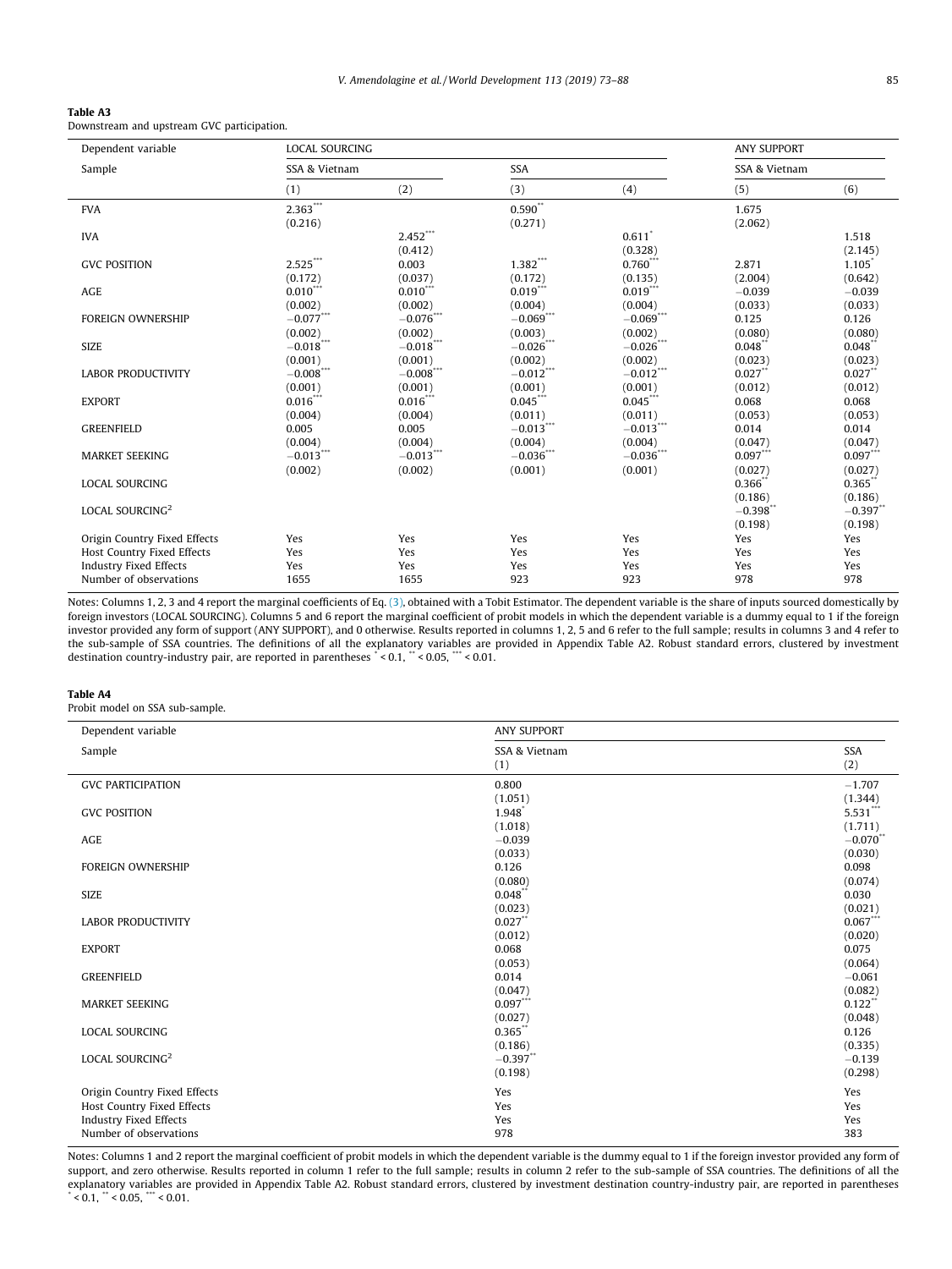**Table A3**
Downstream and upstream GVC participation.

| Dependent variable | LOCAL SOURCING | | | | ANY SUPPORT | |
|---|---|---|---|---|---|---|
| Sample | SSA & Vietnam | | SSA | | SSA & Vietnam | |
| | (1) | (2) | (3) | (4) | (5) | (6) |
| FVA | 2.363*** | | 0.590** | | 1.675 | |
| | (0.216) | | (0.271) | | (2.062) | |
| IVA | | 2.452*** | | 0.611* | | 1.518 |
| | | (0.412) | | (0.328) | | (2.145) |
| GVC POSITION | 2.525*** | 0.003 | 1.382*** | 0.760*** | 2.871 | 1.105* |
| | (0.172) | (0.037) | (0.172) | (0.135) | (2.004) | (0.642) |
| AGE | 0.010*** | 0.010*** | 0.019*** | 0.019*** | −0.039 | −0.039 |
| | (0.002) | (0.002) | (0.004) | (0.004) | (0.033) | (0.033) |
| FOREIGN OWNERSHIP | −0.077*** | −0.076*** | −0.069*** | −0.069*** | 0.125 | 0.126 |
| | (0.002) | (0.002) | (0.003) | (0.002) | (0.080) | (0.080) |
| SIZE | −0.018*** | −0.018*** | −0.026*** | −0.026*** | 0.048** | 0.048** |
| | (0.001) | (0.001) | (0.002) | (0.002) | (0.023) | (0.023) |
| LABOR PRODUCTIVITY | −0.008*** | −0.008*** | −0.012*** | −0.012*** | 0.027** | 0.027** |
| | (0.001) | (0.001) | (0.001) | (0.001) | (0.012) | (0.012) |
| EXPORT | 0.016*** | 0.016*** | 0.045*** | 0.045*** | 0.068 | 0.068 |
| | (0.004) | (0.004) | (0.011) | (0.011) | (0.053) | (0.053) |
| GREENFIELD | 0.005 | 0.005 | −0.013*** | −0.013*** | 0.014 | 0.014 |
| | (0.004) | (0.004) | (0.004) | (0.004) | (0.047) | (0.047) |
| MARKET SEEKING | −0.013*** | −0.013*** | −0.036*** | −0.036*** | 0.097*** | 0.097*** |
| | (0.002) | (0.002) | (0.001) | (0.001) | (0.027) | (0.027) |
| LOCAL SOURCING | | | | | 0.366** | 0.365** |
| | | | | | (0.186) | (0.186) |
| LOCAL SOURCING$^2$ | | | | | −0.398** | −0.397** |
| | | | | | (0.198) | (0.198) |
| Origin Country Fixed Effects | Yes | Yes | Yes | Yes | Yes | Yes |
| Host Country Fixed Effects | Yes | Yes | Yes | Yes | Yes | Yes |
| Industry Fixed Effects | Yes | Yes | Yes | Yes | Yes | Yes |
| Number of observations | 1655 | 1655 | 923 | 923 | 978 | 978 |

Notes: Columns 1, 2, 3 and 4 report the marginal coefficients of Eq. (3), obtained with a Tobit Estimator. The dependent variable is the share of inputs sourced domestically by foreign investors (LOCAL SOURCING). Columns 5 and 6 report the marginal coefficient of probit models in which the dependent variable is a dummy equal to 1 if the foreign investor provided any form of support (ANY SUPPORT), and 0 otherwise. Results reported in columns 1, 2, 5 and 6 refer to the full sample; results in columns 3 and 4 refer to the sub-sample of SSA countries. The definitions of all the explanatory variables are provided in Appendix Table A2. Robust standard errors, clustered by investment destination country-industry pair, are reported in parentheses * < 0.1, ** < 0.05, *** < 0.01.

**Table A4**
Probit model on SSA sub-sample.

| Dependent variable | ANY SUPPORT | |
|---|---|---|
| Sample | SSA & Vietnam | SSA |
| | (1) | (2) |
| GVC PARTICIPATION | 0.800 | −1.707 |
| | (1.051) | (1.344) |
| GVC POSITION | 1.948* | 5.531*** |
| | (1.018) | (1.711) |
| AGE | −0.039 | −0.070** |
| | (0.033) | (0.030) |
| FOREIGN OWNERSHIP | 0.126 | 0.098 |
| | (0.080) | (0.074) |
| SIZE | 0.048** | 0.030 |
| | (0.023) | (0.021) |
| LABOR PRODUCTIVITY | 0.027** | 0.067*** |
| | (0.012) | (0.020) |
| EXPORT | 0.068 | 0.075 |
| | (0.053) | (0.064) |
| GREENFIELD | 0.014 | −0.061 |
| | (0.047) | (0.082) |
| MARKET SEEKING | 0.097*** | 0.122** |
| | (0.027) | (0.048) |
| LOCAL SOURCING | 0.365** | 0.126 |
| | (0.186) | (0.335) |
| LOCAL SOURCING$^2$ | −0.397** | −0.139 |
| | (0.198) | (0.298) |
| Origin Country Fixed Effects | Yes | Yes |
| Host Country Fixed Effects | Yes | Yes |
| Industry Fixed Effects | Yes | Yes |
| Number of observations | 978 | 383 |

Notes: Columns 1 and 2 report the marginal coefficient of probit models in which the dependent variable is the dummy equal to 1 if the foreign investor provided any form of support, and zero otherwise. Results reported in column 1 refer to the full sample; results in column 2 refer to the sub-sample of SSA countries. The definitions of all the explanatory variables are provided in Appendix Table A2. Robust standard errors, clustered by investment destination country-industry pair, are reported in parentheses * < 0.1, ** < 0.05, *** < 0.01.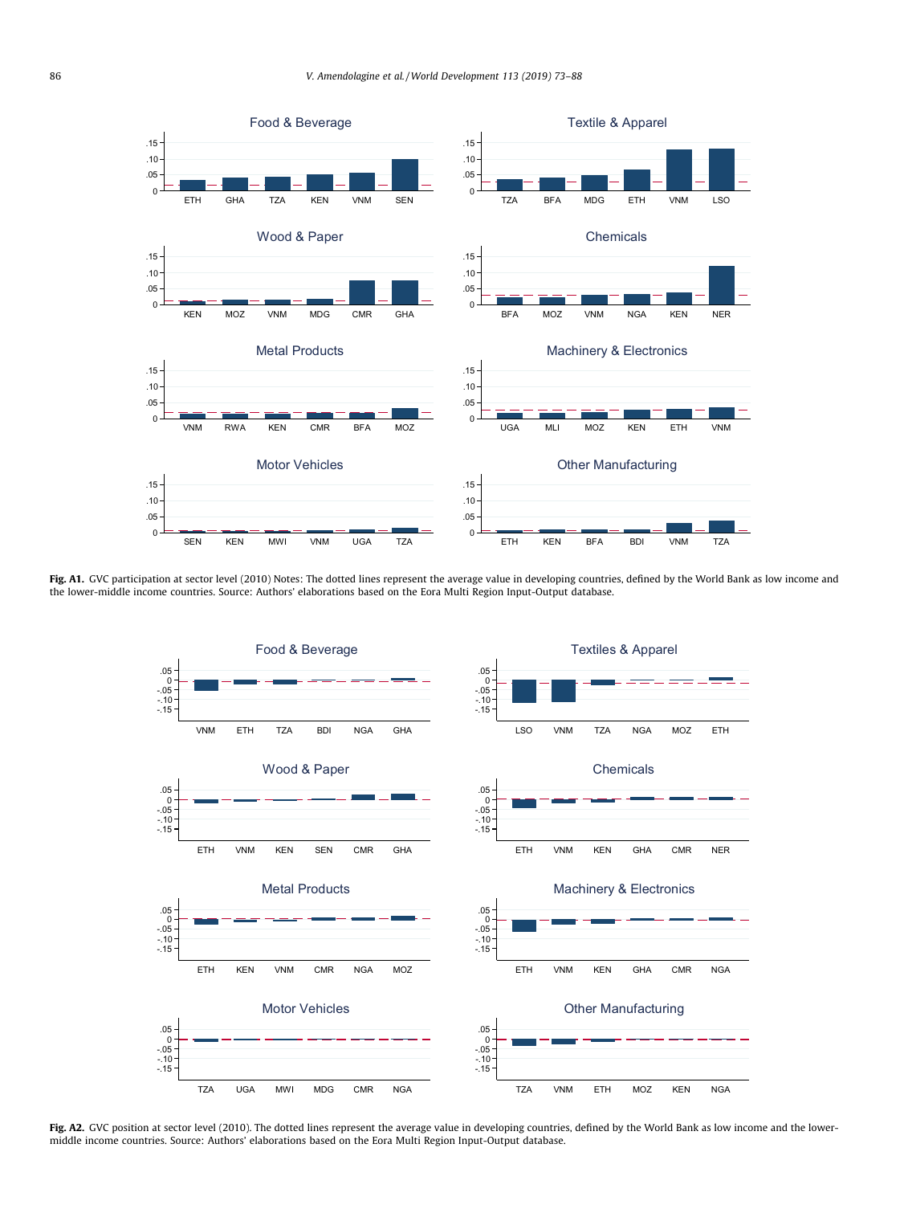**Fig. A1.** GVC participation at sector level (2010) Notes: The dotted lines represent the average value in developing countries, defined by the World Bank as low income and the lower-middle income countries. Source: Authors' elaborations based on the Eora Multi Region Input-Output database.

**Fig. A2.** GVC position at sector level (2010). The dotted lines represent the average value in developing countries, defined by the World Bank as low income and the lower-middle income countries. Source: Authors' elaborations based on the Eora Multi Region Input-Output database.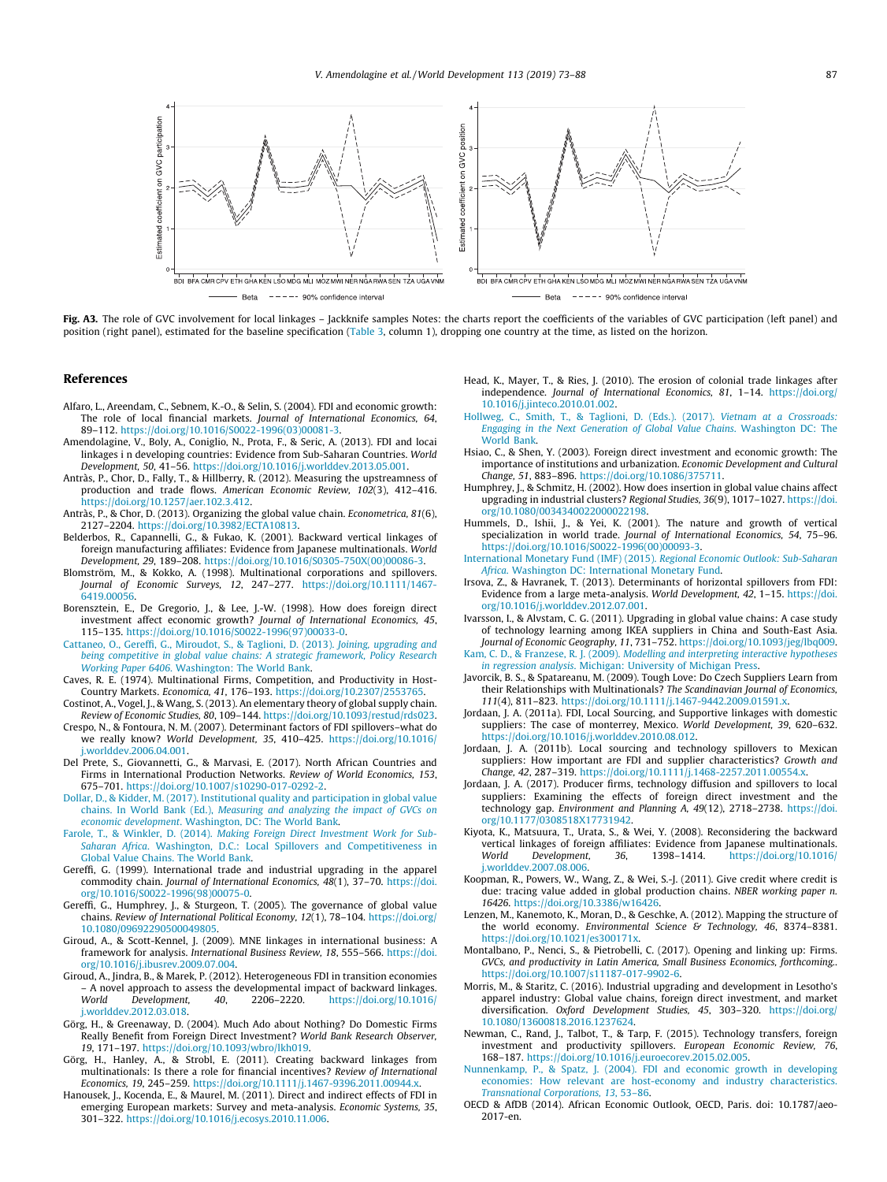Fig. A3. The role of GVC involvement for local linkages – Jackknife samples Notes: the charts report the coefficients of the variables of GVC participation (left panel) and position (right panel), estimated for the baseline specification (Table 3, column 1), dropping one country at the time, as listed on the horizon.

## References

Alfaro, L., Areendam, C., Sebnem, K.-O., & Selin, S. (2004). FDI and economic growth: The role of local financial markets. *Journal of International Economics, 64*, 89–112. https://doi.org/10.1016/S0022-1996(03)00081-3.

Amendolagine, V., Boly, A., Coniglio, N., Prota, F., & Seric, A. (2013). FDI and locai linkages i n developing countries: Evidence from Sub-Saharan Countries. *World Development, 50*, 41–56. https://doi.org/10.1016/j.worlddev.2013.05.001.

Antràs, P., Chor, D., Fally, T., & Hillberry, R. (2012). Measuring the upstreamness of production and trade flows. *American Economic Review, 102*(3), 412–416. https://doi.org/10.1257/aer.102.3.412.

Antràs, P., & Chor, D. (2013). Organizing the global value chain. *Econometrica, 81*(6), 2127–2204. https://doi.org/10.3982/ECTA10813.

Belderbos, R., Capannelli, G., & Fukao, K. (2001). Backward vertical linkages of foreign manufacturing affiliates: Evidence from Japanese multinationals. *World Development, 29*, 189–208. https://doi.org/10.1016/S0305-750X(00)00086-3.

Blomström, M., & Kokko, A. (1998). Multinational corporations and spillovers. *Journal of Economic Surveys, 12*, 247–277. https://doi.org/10.1111/1467-6419.00056.

Borensztein, E., De Gregorio, J., & Lee, J.-W. (1998). How does foreign direct investment affect economic growth? *Journal of International Economics, 45*, 115–135. https://doi.org/10.1016/S0022-1996(97)00033-0.

Cattaneo, O., Gereffi, G., Miroudot, S., & Taglioni, D. (2013). *Joining, upgrading and being competitive in global value chains: A strategic framework, Policy Research Working Paper 6406*. Washington: The World Bank.

Caves, R. E. (1974). Multinational Firms, Competition, and Productivity in Host-Country Markets. *Economica, 41*, 176–193. https://doi.org/10.2307/2553765.

Costinot, A., Vogel, J., & Wang, S. (2013). An elementary theory of global supply chain. *Review of Economic Studies, 80*, 109–144. https://doi.org/10.1093/restud/rds023.

Crespo, N., & Fontoura, N. M. (2007). Determinant factors of FDI spillovers–what do we really know? *World Development, 35*, 410–425. https://doi.org/10.1016/j.worlddev.2006.04.001.

Del Prete, S., Giovannetti, G., & Marvasi, E. (2017). North African Countries and Firms in International Production Networks. *Review of World Economics, 153*, 675–701. https://doi.org/10.1007/s10290-017-0292-2.

Dollar, D., & Kidder, M. (2017). Institutional quality and participation in global value chains. In World Bank (Ed.), *Measuring and analyzing the impact of GVCs on economic development*. Washington, DC: The World Bank.

Farole, T., & Winkler, D. (2014). *Making Foreign Direct Investment Work for Sub-Saharan Africa*. Washington, D.C.: Local Spillovers and Competitiveness in Global Value Chains. The World Bank.

Gereffi, G. (1999). International trade and industrial upgrading in the apparel commodity chain. *Journal of International Economics, 48*(1), 37–70. https://doi.org/10.1016/S0022-1996(98)00075-0.

Gereffi, G., Humphrey, J., & Sturgeon, T. (2005). The governance of global value chains. *Review of International Political Economy, 12*(1), 78–104. https://doi.org/10.1080/09692290500049805.

Giroud, A., & Scott-Kennel, J. (2009). MNE linkages in international business: A framework for analysis. *International Business Review, 18*, 555–566. https://doi.org/10.1016/j.ibusrev.2009.07.004.

Giroud, A., Jindra, B., & Marek, P. (2012). Heterogeneous FDI in transition economies – A novel approach to assess the developmental impact of backward linkages. *World Development, 40*, 2206–2220. https://doi.org/10.1016/j.worlddev.2012.03.018.

Görg, H., & Greenaway, D. (2004). Much Ado about Nothing? Do Domestic Firms Really Benefit from Foreign Direct Investment? *World Bank Research Observer, 19*, 171–197. https://doi.org/10.1093/wbro/lkh019.

Görg, H., Hanley, A., & Strobl, E. (2011). Creating backward linkages from multinationals: Is there a role for financial incentives? *Review of International Economics, 19*, 245–259. https://doi.org/10.1111/j.1467-9396.2011.00944.x.

Hanousek, J., Kocenda, E., & Maurel, M. (2011). Direct and indirect effects of FDI in emerging European markets: Survey and meta-analysis. *Economic Systems, 35*, 301–322. https://doi.org/10.1016/j.ecosys.2010.11.006.

Head, K., Mayer, T., & Ries, J. (2010). The erosion of colonial trade linkages after independence. *Journal of International Economics, 81*, 1–14. https://doi.org/10.1016/j.jinteco.2010.01.002.

Hollweg, C., Smith, T., & Taglioni, D. (Eds.). (2017). *Vietnam at a Crossroads: Engaging in the Next Generation of Global Value Chains*. Washington DC: The World Bank.

Hsiao, C., & Shen, Y. (2003). Foreign direct investment and economic growth: The importance of institutions and urbanization. *Economic Development and Cultural Change, 51*, 883–896. https://doi.org/10.1086/375711.

Humphrey, J., & Schmitz, H. (2002). How does insertion in global value chains affect upgrading in industrial clusters? *Regional Studies, 36*(9), 1017–1027. https://doi.org/10.1080/0034340022000022198.

Hummels, D., Ishii, J., & Yei, K. (2001). The nature and growth of vertical specialization in world trade. *Journal of International Economics, 54*, 75–96. https://doi.org/10.1016/S0022-1996(00)00093-3.

International Monetary Fund (IMF) (2015). *Regional Economic Outlook: Sub-Saharan Africa*. Washington DC: International Monetary Fund.

Irsova, Z., & Havranek, T. (2013). Determinants of horizontal spillovers from FDI: Evidence from a large meta-analysis. *World Development, 42*, 1–15. https://doi.org/10.1016/j.worlddev.2012.07.001.

Ivarsson, I., & Alvstam, C. G. (2011). Upgrading in global value chains: A case study of technology learning among IKEA suppliers in China and South-East Asia. *Journal of Economic Geography, 11*, 731–752. https://doi.org/10.1093/jeg/lbq009.

Kam, C. D., & Franzese, R. J. (2009). *Modelling and interpreting interactive hypotheses in regression analysis*. Michigan: University of Michigan Press.

Javorcik, B. S., & Spatareanu, M. (2009). Tough Love: Do Czech Suppliers Learn from their Relationships with Multinationals? *The Scandinavian Journal of Economics, 111*(4), 811–823. https://doi.org/10.1111/j.1467-9442.2009.01591.x.

Jordaan, J. A. (2011a). FDI, Local Sourcing, and Supportive linkages with domestic suppliers: The case of monterrey, Mexico. *World Development, 39*, 620–632. https://doi.org/10.1016/j.worlddev.2010.08.012.

Jordaan, J. A. (2011b). Local sourcing and technology spillovers to Mexican suppliers: How important are FDI and supplier characteristics? *Growth and Change, 42*, 287–319. https://doi.org/10.1111/j.1468-2257.2011.00554.x.

Jordaan, J. A. (2017). Producer firms, technology diffusion and spillovers to local suppliers: Examining the effects of foreign direct investment and the technology gap. *Environment and Planning A, 49*(12), 2718–2738. https://doi.org/10.1177/0308518X17731942.

Kiyota, K., Matsuura, T., Urata, S., & Wei, Y. (2008). Reconsidering the backward vertical linkages of foreign affiliates: Evidence from Japanese multinationals. *World Development, 36*, 1398–1414. https://doi.org/10.1016/j.worlddev.2007.08.006.

Koopman, R., Powers, W., Wang, Z., & Wei, S.-J. (2011). Give credit where credit is due: tracing value added in global production chains. *NBER working paper n. 16426*. https://doi.org/10.3386/w16426.

Lenzen, M., Kanemoto, K., Moran, D., & Geschke, A. (2012). Mapping the structure of the world economy. *Environmental Science & Technology, 46*, 8374–8381. https://doi.org/10.1021/es300171x.

Montalbano, P., Nenci, S., & Pietrobelli, C. (2017). Opening and linking up: Firms. *GVCs, and productivity in Latin America, Small Business Economics, forthcoming.*. https://doi.org/10.1007/s11187-017-9902-6.

Morris, M., & Staritz, C. (2016). Industrial upgrading and development in Lesotho's apparel industry: Global value chains, foreign direct investment, and market diversification. *Oxford Development Studies, 45*, 303–320. https://doi.org/10.1080/13600818.2016.1237624.

Newman, C., Rand, J., Talbot, T., & Tarp, F. (2015). Technology transfers, foreign investment and productivity spillovers. *European Economic Review, 76*, 168–187. https://doi.org/10.1016/j.euroecorev.2015.02.005.

Nunnenkamp, P., & Spatz, J. (2004). FDI and economic growth in developing economies: How relevant are host-economy and industry characteristics. *Transnational Corporations, 13*, 53–86.

OECD & AfDB (2014). African Economic Outlook, OECD, Paris. doi: 10.1787/aeo-2017-en.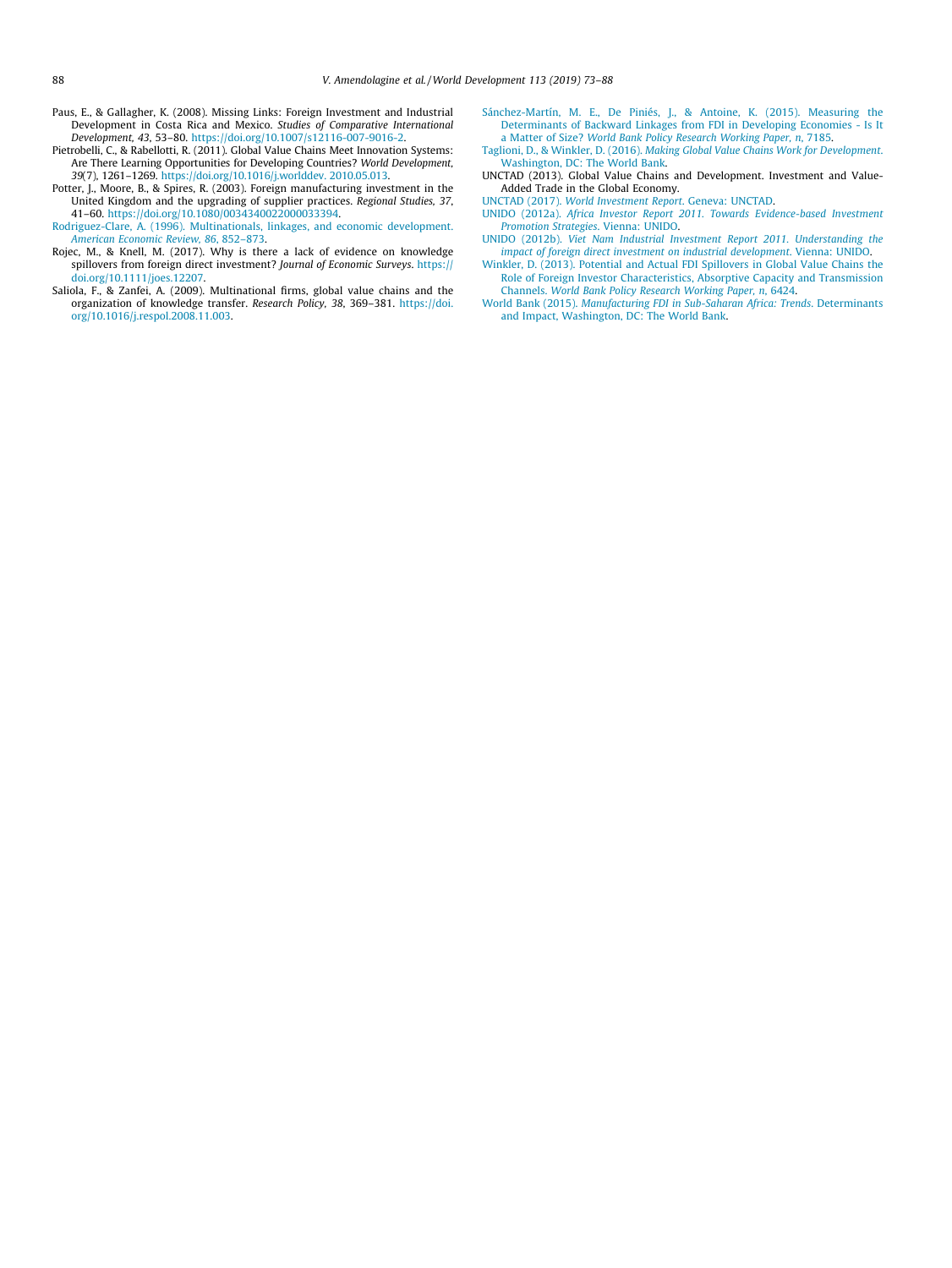Paus, E., & Gallagher, K. (2008). Missing Links: Foreign Investment and Industrial Development in Costa Rica and Mexico. *Studies of Comparative International Development, 43*, 53–80. https://doi.org/10.1007/s12116-007-9016-2.

Pietrobelli, C., & Rabellotti, R. (2011). Global Value Chains Meet Innovation Systems: Are There Learning Opportunities for Developing Countries? *World Development, 39*(7), 1261–1269. https://doi.org/10.1016/j.worlddev. 2010.05.013.

Potter, J., Moore, B., & Spires, R. (2003). Foreign manufacturing investment in the United Kingdom and the upgrading of supplier practices. *Regional Studies, 37*, 41–60. https://doi.org/10.1080/0034340022000033394.

Rodriguez-Clare, A. (1996). Multinationals, linkages, and economic development. *American Economic Review, 86*, 852–873.

Rojec, M., & Knell, M. (2017). Why is there a lack of evidence on knowledge spillovers from foreign direct investment? *Journal of Economic Surveys*. https://doi.org/10.1111/joes.12207.

Saliola, F., & Zanfei, A. (2009). Multinational firms, global value chains and the organization of knowledge transfer. *Research Policy, 38*, 369–381. https://doi.org/10.1016/j.respol.2008.11.003.

Sánchez-Martín, M. E., De Piniés, J., & Antoine, K. (2015). Measuring the Determinants of Backward Linkages from FDI in Developing Economies - Is It a Matter of Size? *World Bank Policy Research Working Paper, n*, 7185.

Taglioni, D., & Winkler, D. (2016). *Making Global Value Chains Work for Development*. Washington, DC: The World Bank.

UNCTAD (2013). Global Value Chains and Development. Investment and Value-Added Trade in the Global Economy.

UNCTAD (2017). *World Investment Report*. Geneva: UNCTAD.

UNIDO (2012a). *Africa Investor Report 2011. Towards Evidence-based Investment Promotion Strategies*. Vienna: UNIDO.

UNIDO (2012b). *Viet Nam Industrial Investment Report 2011. Understanding the impact of foreign direct investment on industrial development*. Vienna: UNIDO.

Winkler, D. (2013). Potential and Actual FDI Spillovers in Global Value Chains the Role of Foreign Investor Characteristics, Absorptive Capacity and Transmission Channels. *World Bank Policy Research Working Paper, n*, 6424.

World Bank (2015). *Manufacturing FDI in Sub-Saharan Africa: Trends*. Determinants and Impact, Washington, DC: The World Bank.